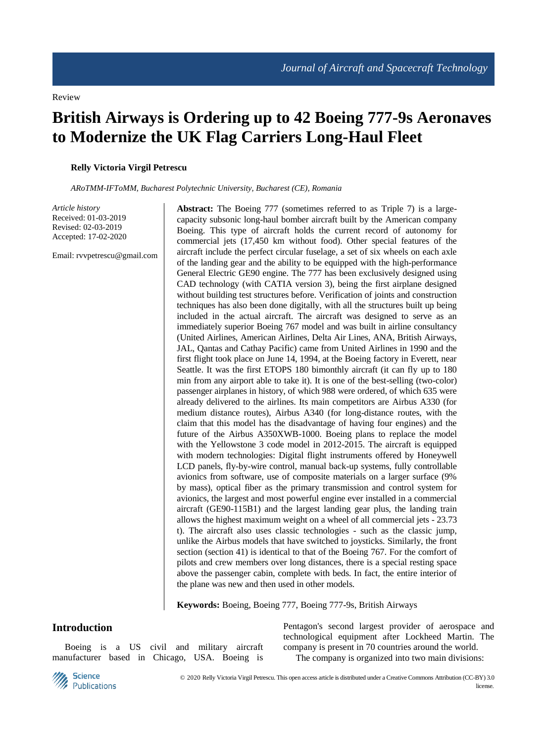Review

# British Airways is Ordering up to 42 Boeing 777-9s Aeronaves to Modernize the UK Flag Carriers Long-Haul Fleet

**Relly Victoria Virgil Petrescu**

*ARoTMM-IFToMM, Bucharest Polytechnic University, Bucharest (CE), Romania*

*Article history*
Received: 01-03-2019
Revised: 02-03-2019
Accepted: 17-02-2020

Email: rvvpetrescu@gmail.com

**Abstract:** The Boeing 777 (sometimes referred to as Triple 7) is a large-capacity subsonic long-haul bomber aircraft built by the American company Boeing. This type of aircraft holds the current record of autonomy for commercial jets (17,450 km without food). Other special features of the aircraft include the perfect circular fuselage, a set of six wheels on each axle of the landing gear and the ability to be equipped with the high-performance General Electric GE90 engine. The 777 has been exclusively designed using CAD technology (with CATIA version 3), being the first airplane designed without building test structures before. Verification of joints and construction techniques has also been done digitally, with all the structures built up being included in the actual aircraft. The aircraft was designed to serve as an immediately superior Boeing 767 model and was built in airline consultancy (United Airlines, American Airlines, Delta Air Lines, ANA, British Airways, JAL, Qantas and Cathay Pacific) came from United Airlines in 1990 and the first flight took place on June 14, 1994, at the Boeing factory in Everett, near Seattle. It was the first ETOPS 180 bimonthly aircraft (it can fly up to 180 min from any airport able to take it). It is one of the best-selling (two-color) passenger airplanes in history, of which 988 were ordered, of which 635 were already delivered to the airlines. Its main competitors are Airbus A330 (for medium distance routes), Airbus A340 (for long-distance routes, with the claim that this model has the disadvantage of having four engines) and the future of the Airbus A350XWB-1000. Boeing plans to replace the model with the Yellowstone 3 code model in 2012-2015. The aircraft is equipped with modern technologies: Digital flight instruments offered by Honeywell LCD panels, fly-by-wire control, manual back-up systems, fully controllable avionics from software, use of composite materials on a larger surface (9% by mass), optical fiber as the primary transmission and control system for avionics, the largest and most powerful engine ever installed in a commercial aircraft (GE90-115B1) and the largest landing gear plus, the landing train allows the highest maximum weight on a wheel of all commercial jets - 23.73 t). The aircraft also uses classic technologies - such as the classic jump, unlike the Airbus models that have switched to joysticks. Similarly, the front section (section 41) is identical to that of the Boeing 767. For the comfort of pilots and crew members over long distances, there is a special resting space above the passenger cabin, complete with beds. In fact, the entire interior of the plane was new and then used in other models.

**Keywords:** Boeing, Boeing 777, Boeing 777-9s, British Airways

## Introduction

Boeing is a US civil and military aircraft manufacturer based in Chicago, USA. Boeing is Pentagon's second largest provider of aerospace and technological equipment after Lockheed Martin. The company is present in 70 countries around the world.

The company is organized into two main divisions:

© 2020 Relly Victoria Virgil Petrescu. This open access article is distributed under a Creative Commons Attribution (CC-BY) 3.0 license.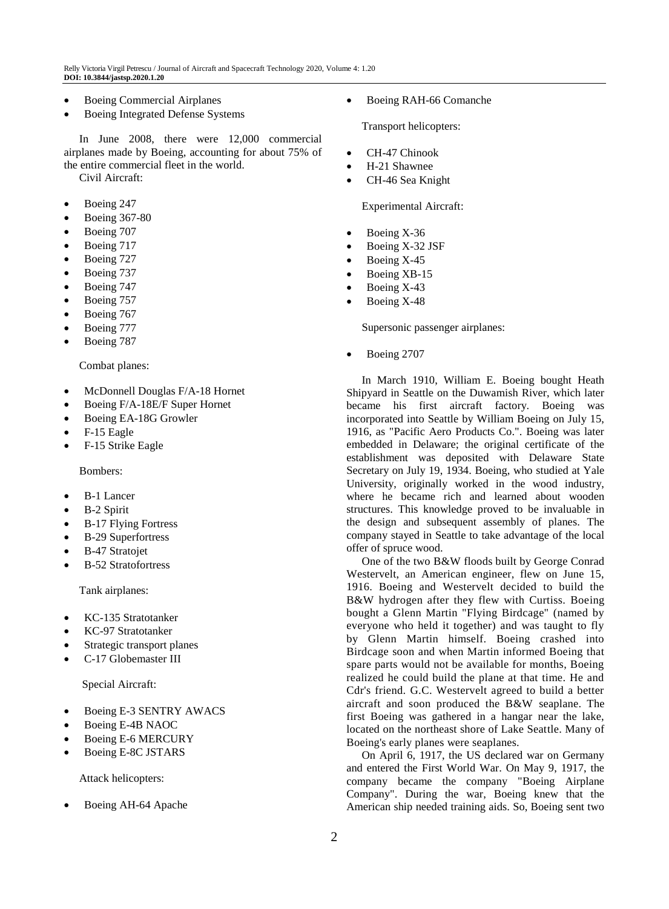- Boeing Commercial Airplanes
- Boeing Integrated Defense Systems

In June 2008, there were 12,000 commercial airplanes made by Boeing, accounting for about 75% of the entire commercial fleet in the world.

Civil Aircraft:

- Boeing 247
- Boeing 367-80
- Boeing 707
- Boeing 717
- Boeing 727
- Boeing 737
- Boeing 747
- Boeing 757
- Boeing 767
- Boeing 777
- Boeing 787

Combat planes:

- McDonnell Douglas F/A-18 Hornet
- Boeing F/A-18E/F Super Hornet
- Boeing EA-18G Growler
- F-15 Eagle
- F-15 Strike Eagle

Bombers:

- B-1 Lancer
- B-2 Spirit
- B-17 Flying Fortress
- B-29 Superfortress
- B-47 Stratojet
- B-52 Stratofortress

Tank airplanes:

- KC-135 Stratotanker
- KC-97 Stratotanker
- Strategic transport planes
- C-17 Globemaster III

Special Aircraft:

- Boeing E-3 SENTRY AWACS
- Boeing E-4B NAOC
- Boeing E-6 MERCURY
- Boeing E-8C JSTARS

Attack helicopters:

- Boeing AH-64 Apache
- Boeing RAH-66 Comanche

Transport helicopters:

- CH-47 Chinook
- H-21 Shawnee
- CH-46 Sea Knight

Experimental Aircraft:

- Boeing X-36
- Boeing X-32 JSF
- Boeing X-45
- Boeing XB-15
- Boeing X-43
- Boeing X-48

Supersonic passenger airplanes:

- Boeing 2707

In March 1910, William E. Boeing bought Heath Shipyard in Seattle on the Duwamish River, which later became his first aircraft factory. Boeing was incorporated into Seattle by William Boeing on July 15, 1916, as "Pacific Aero Products Co.". Boeing was later embedded in Delaware; the original certificate of the establishment was deposited with Delaware State Secretary on July 19, 1934. Boeing, who studied at Yale University, originally worked in the wood industry, where he became rich and learned about wooden structures. This knowledge proved to be invaluable in the design and subsequent assembly of planes. The company stayed in Seattle to take advantage of the local offer of spruce wood.

One of the two B&W floods built by George Conrad Westervelt, an American engineer, flew on June 15, 1916. Boeing and Westervelt decided to build the B&W hydrogen after they flew with Curtiss. Boeing bought a Glenn Martin "Flying Birdcage" (named by everyone who held it together) and was taught to fly by Glenn Martin himself. Boeing crashed into Birdcage soon and when Martin informed Boeing that spare parts would not be available for months, Boeing realized he could build the plane at that time. He and Cdr's friend. G.C. Westervelt agreed to build a better aircraft and soon produced the B&W seaplane. The first Boeing was gathered in a hangar near the lake, located on the northeast shore of Lake Seattle. Many of Boeing's early planes were seaplanes.

On April 6, 1917, the US declared war on Germany and entered the First World War. On May 9, 1917, the company became the company "Boeing Airplane Company". During the war, Boeing knew that the American ship needed training aids. So, Boeing sent two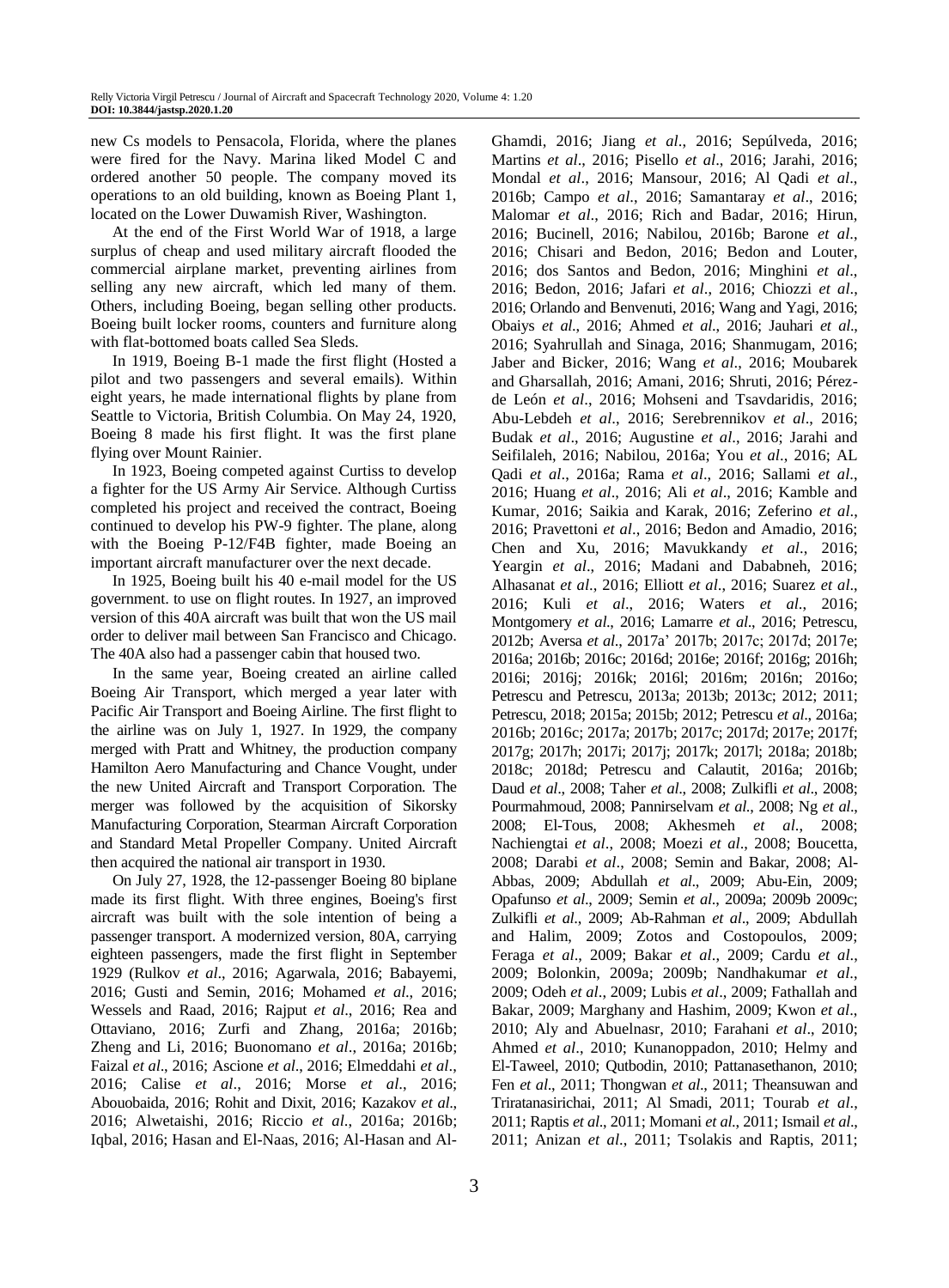new Cs models to Pensacola, Florida, where the planes were fired for the Navy. Marina liked Model C and ordered another 50 people. The company moved its operations to an old building, known as Boeing Plant 1, located on the Lower Duwamish River, Washington.

At the end of the First World War of 1918, a large surplus of cheap and used military aircraft flooded the commercial airplane market, preventing airlines from selling any new aircraft, which led many of them. Others, including Boeing, began selling other products. Boeing built locker rooms, counters and furniture along with flat-bottomed boats called Sea Sleds.

In 1919, Boeing B-1 made the first flight (Hosted a pilot and two passengers and several emails). Within eight years, he made international flights by plane from Seattle to Victoria, British Columbia. On May 24, 1920, Boeing 8 made his first flight. It was the first plane flying over Mount Rainier.

In 1923, Boeing competed against Curtiss to develop a fighter for the US Army Air Service. Although Curtiss completed his project and received the contract, Boeing continued to develop his PW-9 fighter. The plane, along with the Boeing P-12/F4B fighter, made Boeing an important aircraft manufacturer over the next decade.

In 1925, Boeing built his 40 e-mail model for the US government. to use on flight routes. In 1927, an improved version of this 40A aircraft was built that won the US mail order to deliver mail between San Francisco and Chicago. The 40A also had a passenger cabin that housed two.

In the same year, Boeing created an airline called Boeing Air Transport, which merged a year later with Pacific Air Transport and Boeing Airline. The first flight to the airline was on July 1, 1927. In 1929, the company merged with Pratt and Whitney, the production company Hamilton Aero Manufacturing and Chance Vought, under the new United Aircraft and Transport Corporation. The merger was followed by the acquisition of Sikorsky Manufacturing Corporation, Stearman Aircraft Corporation and Standard Metal Propeller Company. United Aircraft then acquired the national air transport in 1930.

On July 27, 1928, the 12-passenger Boeing 80 biplane made its first flight. With three engines, Boeing's first aircraft was built with the sole intention of being a passenger transport. A modernized version, 80A, carrying eighteen passengers, made the first flight in September 1929 (Rulkov *et al*., 2016; Agarwala, 2016; Babayemi, 2016; Gusti and Semin, 2016; Mohamed *et al*., 2016; Wessels and Raad, 2016; Rajput *et al*., 2016; Rea and Ottaviano, 2016; Zurfi and Zhang, 2016a; 2016b; Zheng and Li, 2016; Buonomano *et al*., 2016a; 2016b; Faizal *et al*., 2016; Ascione *et al*., 2016; Elmeddahi *et al*., 2016; Calise *et al*., 2016; Morse *et al*., 2016; Abouobaida, 2016; Rohit and Dixit, 2016; Kazakov *et al*., 2016; Alwetaishi, 2016; Riccio *et al*., 2016a; 2016b; Iqbal, 2016; Hasan and El-Naas, 2016; Al-Hasan and Al-Ghamdi, 2016; Jiang *et al*., 2016; Sepúlveda, 2016; Martins *et al*., 2016; Pisello *et al*., 2016; Jarahi, 2016; Mondal *et al*., 2016; Mansour, 2016; Al Qadi *et al*., 2016b; Campo *et al*., 2016; Samantaray *et al*., 2016; Malomar *et al*., 2016; Rich and Badar, 2016; Hirun, 2016; Bucinell, 2016; Nabilou, 2016b; Barone *et al*., 2016; Chisari and Bedon, 2016; Bedon and Louter, 2016; dos Santos and Bedon, 2016; Minghini *et al*., 2016; Bedon, 2016; Jafari *et al*., 2016; Chiozzi *et al*., 2016; Orlando and Benvenuti, 2016; Wang and Yagi, 2016; Obaiys *et al*., 2016; Ahmed *et al*., 2016; Jauhari *et al*., 2016; Syahrullah and Sinaga, 2016; Shanmugam, 2016; Jaber and Bicker, 2016; Wang *et al*., 2016; Moubarek and Gharsallah, 2016; Amani, 2016; Shruti, 2016; Pérez-de León *et al*., 2016; Mohseni and Tsavdaridis, 2016; Abu-Lebdeh *et al*., 2016; Serebrennikov *et al*., 2016; Budak *et al*., 2016; Augustine *et al*., 2016; Jarahi and Seifilaleh, 2016; Nabilou, 2016a; You *et al*., 2016; AL Qadi *et al*., 2016a; Rama *et al*., 2016; Sallami *et al*., 2016; Huang *et al*., 2016; Ali *et al*., 2016; Kamble and Kumar, 2016; Saikia and Karak, 2016; Zeferino *et al*., 2016; Pravettoni *et al*., 2016; Bedon and Amadio, 2016; Chen and Xu, 2016; Mavukkandy *et al*., 2016; Yeargin *et al*., 2016; Madani and Dababneh, 2016; Alhasanat *et al*., 2016; Elliott *et al*., 2016; Suarez *et al*., 2016; Kuli *et al*., 2016; Waters *et al*., 2016; Montgomery *et al*., 2016; Lamarre *et al*., 2016; Petrescu, 2012b; Aversa *et al*., 2017a' 2017b; 2017c; 2017d; 2017e; 2016a; 2016b; 2016c; 2016d; 2016e; 2016f; 2016g; 2016h; 2016i; 2016j; 2016k; 2016l; 2016m; 2016n; 2016o; Petrescu and Petrescu, 2013a; 2013b; 2013c; 2012; 2011; Petrescu, 2018; 2015a; 2015b; 2012; Petrescu *et al*., 2016a; 2016b; 2016c; 2017a; 2017b; 2017c; 2017d; 2017e; 2017f; 2017g; 2017h; 2017i; 2017j; 2017k; 2017l; 2018a; 2018b; 2018c; 2018d; Petrescu and Calautit, 2016a; 2016b; Daud *et al*., 2008; Taher *et al*., 2008; Zulkifli *et al*., 2008; Pourmahmoud, 2008; Pannirselvam *et al*., 2008; Ng *et al*., 2008; El-Tous, 2008; Akhesmeh *et al*., 2008; Nachiengtai *et al*., 2008; Moezi *et al*., 2008; Boucetta, 2008; Darabi *et al*., 2008; Semin and Bakar, 2008; Al-Abbas, 2009; Abdullah *et al*., 2009; Abu-Ein, 2009; Opafunso *et al*., 2009; Semin *et al*., 2009a; 2009b 2009c; Zulkifli *et al*., 2009; Ab-Rahman *et al*., 2009; Abdullah and Halim, 2009; Zotos and Costopoulos, 2009; Feraga *et al*., 2009; Bakar *et al*., 2009; Cardu *et al*., 2009; Bolonkin, 2009a; 2009b; Nandhakumar *et al*., 2009; Odeh *et al*., 2009; Lubis *et al*., 2009; Fathallah and Bakar, 2009; Marghany and Hashim, 2009; Kwon *et al*., 2010; Aly and Abuelnasr, 2010; Farahani *et al*., 2010; Ahmed *et al*., 2010; Kunanoppadon, 2010; Helmy and El-Taweel, 2010; Qutbodin, 2010; Pattanasethanon, 2010; Fen *et al*., 2011; Thongwan *et al*., 2011; Theansuwan and Triratanasirichai, 2011; Al Smadi, 2011; Tourab *et al*., 2011; Raptis *et al*., 2011; Momani *et al*., 2011; Ismail *et al*., 2011; Anizan *et al*., 2011; Tsolakis and Raptis, 2011;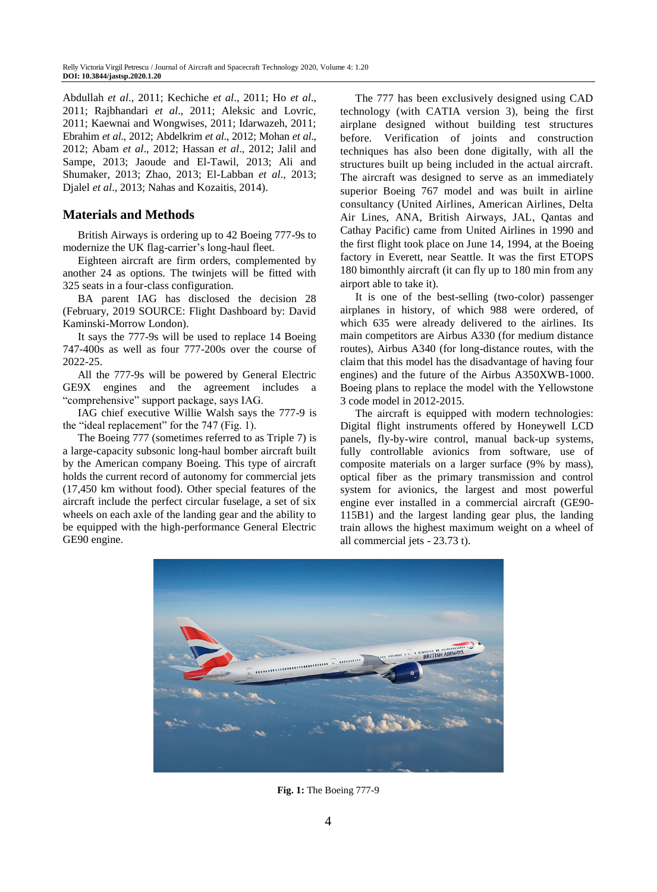Abdullah *et al*., 2011; Kechiche *et al*., 2011; Ho *et al*., 2011; Rajbhandari *et al*., 2011; Aleksic and Lovric, 2011; Kaewnai and Wongwises, 2011; Idarwazeh, 2011; Ebrahim *et al*., 2012; Abdelkrim *et al*., 2012; Mohan *et al*., 2012; Abam *et al*., 2012; Hassan *et al*., 2012; Jalil and Sampe, 2013; Jaoude and El-Tawil, 2013; Ali and Shumaker, 2013; Zhao, 2013; El-Labban *et al*., 2013; Djalel *et al*., 2013; Nahas and Kozaitis, 2014).

## Materials and Methods

British Airways is ordering up to 42 Boeing 777-9s to modernize the UK flag-carrier's long-haul fleet.

Eighteen aircraft are firm orders, complemented by another 24 as options. The twinjets will be fitted with 325 seats in a four-class configuration.

BA parent IAG has disclosed the decision 28 (February, 2019 SOURCE: Flight Dashboard by: David Kaminski-Morrow London).

It says the 777-9s will be used to replace 14 Boeing 747-400s as well as four 777-200s over the course of 2022-25.

All the 777-9s will be powered by General Electric GE9X engines and the agreement includes a "comprehensive" support package, says IAG.

IAG chief executive Willie Walsh says the 777-9 is the "ideal replacement" for the 747 (Fig. 1).

The Boeing 777 (sometimes referred to as Triple 7) is a large-capacity subsonic long-haul bomber aircraft built by the American company Boeing. This type of aircraft holds the current record of autonomy for commercial jets (17,450 km without food). Other special features of the aircraft include the perfect circular fuselage, a set of six wheels on each axle of the landing gear and the ability to be equipped with the high-performance General Electric GE90 engine.

The 777 has been exclusively designed using CAD technology (with CATIA version 3), being the first airplane designed without building test structures before. Verification of joints and construction techniques has also been done digitally, with all the structures built up being included in the actual aircraft. The aircraft was designed to serve as an immediately superior Boeing 767 model and was built in airline consultancy (United Airlines, American Airlines, Delta Air Lines, ANA, British Airways, JAL, Qantas and Cathay Pacific) came from United Airlines in 1990 and the first flight took place on June 14, 1994, at the Boeing factory in Everett, near Seattle. It was the first ETOPS 180 bimonthly aircraft (it can fly up to 180 min from any airport able to take it).

It is one of the best-selling (two-color) passenger airplanes in history, of which 988 were ordered, of which 635 were already delivered to the airlines. Its main competitors are Airbus A330 (for medium distance routes), Airbus A340 (for long-distance routes, with the claim that this model has the disadvantage of having four engines) and the future of the Airbus A350XWB-1000. Boeing plans to replace the model with the Yellowstone 3 code model in 2012-2015.

The aircraft is equipped with modern technologies: Digital flight instruments offered by Honeywell LCD panels, fly-by-wire control, manual back-up systems, fully controllable avionics from software, use of composite materials on a larger surface (9% by mass), optical fiber as the primary transmission and control system for avionics, the largest and most powerful engine ever installed in a commercial aircraft (GE90-115B1) and the largest landing gear plus, the landing train allows the highest maximum weight on a wheel of all commercial jets - 23.73 t).

**Fig. 1:** The Boeing 777-9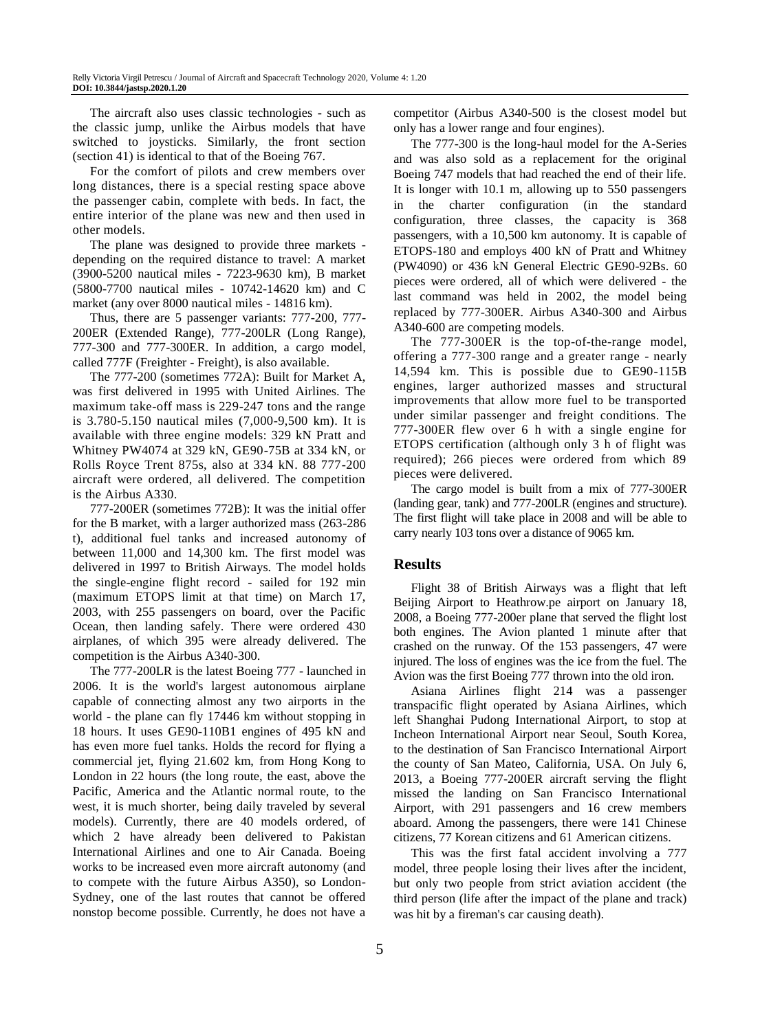The aircraft also uses classic technologies - such as the classic jump, unlike the Airbus models that have switched to joysticks. Similarly, the front section (section 41) is identical to that of the Boeing 767.

For the comfort of pilots and crew members over long distances, there is a special resting space above the passenger cabin, complete with beds. In fact, the entire interior of the plane was new and then used in other models.

The plane was designed to provide three markets - depending on the required distance to travel: A market (3900-5200 nautical miles - 7223-9630 km), B market (5800-7700 nautical miles - 10742-14620 km) and C market (any over 8000 nautical miles - 14816 km).

Thus, there are 5 passenger variants: 777-200, 777-200ER (Extended Range), 777-200LR (Long Range), 777-300 and 777-300ER. In addition, a cargo model, called 777F (Freighter - Freight), is also available.

The 777-200 (sometimes 772A): Built for Market A, was first delivered in 1995 with United Airlines. The maximum take-off mass is 229-247 tons and the range is 3.780-5.150 nautical miles (7,000-9,500 km). It is available with three engine models: 329 kN Pratt and Whitney PW4074 at 329 kN, GE90-75B at 334 kN, or Rolls Royce Trent 875s, also at 334 kN. 88 777-200 aircraft were ordered, all delivered. The competition is the Airbus A330.

777-200ER (sometimes 772B): It was the initial offer for the B market, with a larger authorized mass (263-286 t), additional fuel tanks and increased autonomy of between 11,000 and 14,300 km. The first model was delivered in 1997 to British Airways. The model holds the single-engine flight record - sailed for 192 min (maximum ETOPS limit at that time) on March 17, 2003, with 255 passengers on board, over the Pacific Ocean, then landing safely. There were ordered 430 airplanes, of which 395 were already delivered. The competition is the Airbus A340-300.

The 777-200LR is the latest Boeing 777 - launched in 2006. It is the world's largest autonomous airplane capable of connecting almost any two airports in the world - the plane can fly 17446 km without stopping in 18 hours. It uses GE90-110B1 engines of 495 kN and has even more fuel tanks. Holds the record for flying a commercial jet, flying 21.602 km, from Hong Kong to London in 22 hours (the long route, the east, above the Pacific, America and the Atlantic normal route, to the west, it is much shorter, being daily traveled by several models). Currently, there are 40 models ordered, of which 2 have already been delivered to Pakistan International Airlines and one to Air Canada. Boeing works to be increased even more aircraft autonomy (and to compete with the future Airbus A350), so London-Sydney, one of the last routes that cannot be offered nonstop become possible. Currently, he does not have a competitor (Airbus A340-500 is the closest model but only has a lower range and four engines).

The 777-300 is the long-haul model for the A-Series and was also sold as a replacement for the original Boeing 747 models that had reached the end of their life. It is longer with 10.1 m, allowing up to 550 passengers in the charter configuration (in the standard configuration, three classes, the capacity is 368 passengers, with a 10,500 km autonomy. It is capable of ETOPS-180 and employs 400 kN of Pratt and Whitney (PW4090) or 436 kN General Electric GE90-92Bs. 60 pieces were ordered, all of which were delivered - the last command was held in 2002, the model being replaced by 777-300ER. Airbus A340-300 and Airbus A340-600 are competing models.

The 777-300ER is the top-of-the-range model, offering a 777-300 range and a greater range - nearly 14,594 km. This is possible due to GE90-115B engines, larger authorized masses and structural improvements that allow more fuel to be transported under similar passenger and freight conditions. The 777-300ER flew over 6 h with a single engine for ETOPS certification (although only 3 h of flight was required); 266 pieces were ordered from which 89 pieces were delivered.

The cargo model is built from a mix of 777-300ER (landing gear, tank) and 777-200LR (engines and structure). The first flight will take place in 2008 and will be able to carry nearly 103 tons over a distance of 9065 km.

## Results

Flight 38 of British Airways was a flight that left Beijing Airport to Heathrow.pe airport on January 18, 2008, a Boeing 777-200er plane that served the flight lost both engines. The Avion planted 1 minute after that crashed on the runway. Of the 153 passengers, 47 were injured. The loss of engines was the ice from the fuel. The Avion was the first Boeing 777 thrown into the old iron.

Asiana Airlines flight 214 was a passenger transpacific flight operated by Asiana Airlines, which left Shanghai Pudong International Airport, to stop at Incheon International Airport near Seoul, South Korea, to the destination of San Francisco International Airport the county of San Mateo, California, USA. On July 6, 2013, a Boeing 777-200ER aircraft serving the flight missed the landing on San Francisco International Airport, with 291 passengers and 16 crew members aboard. Among the passengers, there were 141 Chinese citizens, 77 Korean citizens and 61 American citizens.

This was the first fatal accident involving a 777 model, three people losing their lives after the incident, but only two people from strict aviation accident (the third person (life after the impact of the plane and track) was hit by a fireman's car causing death).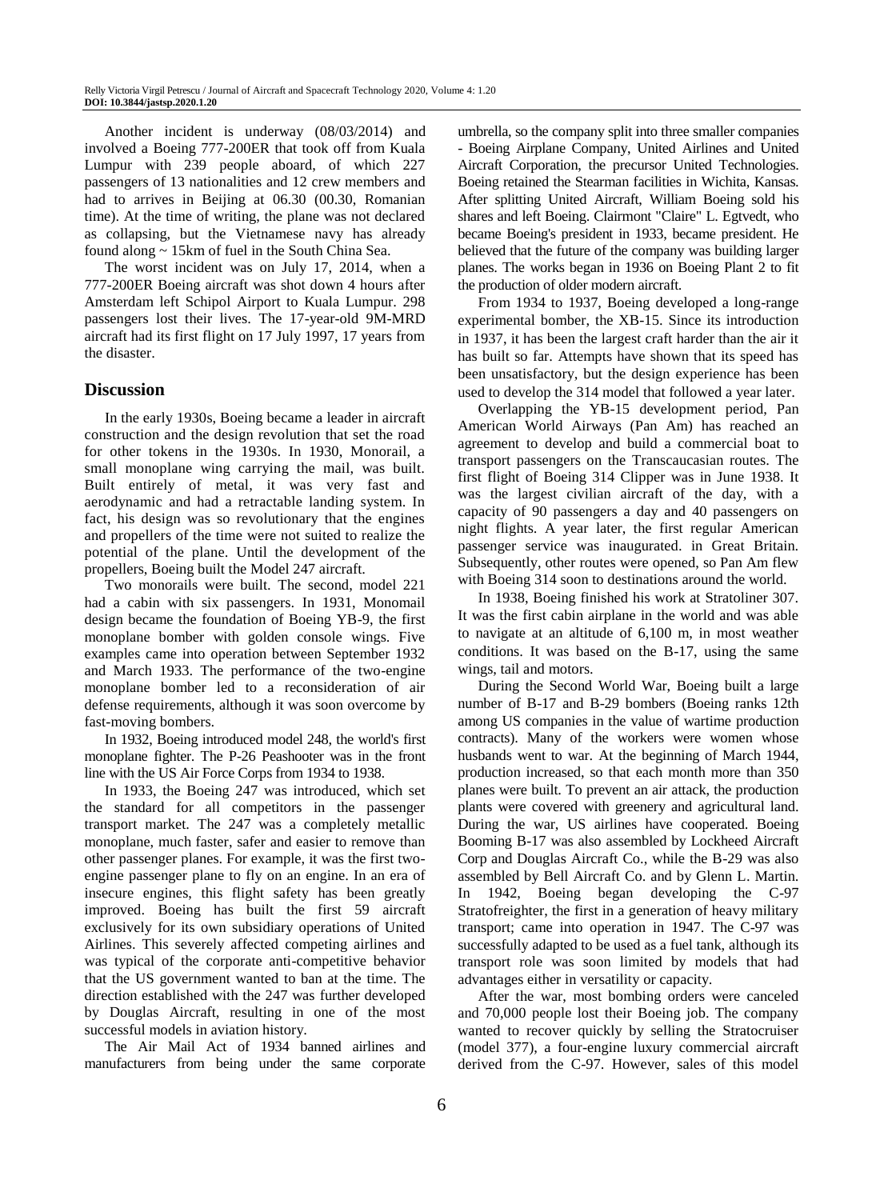Another incident is underway (08/03/2014) and involved a Boeing 777-200ER that took off from Kuala Lumpur with 239 people aboard, of which 227 passengers of 13 nationalities and 12 crew members and had to arrives in Beijing at 06.30 (00.30, Romanian time). At the time of writing, the plane was not declared as collapsing, but the Vietnamese navy has already found along ~ 15km of fuel in the South China Sea.

The worst incident was on July 17, 2014, when a 777-200ER Boeing aircraft was shot down 4 hours after Amsterdam left Schipol Airport to Kuala Lumpur. 298 passengers lost their lives. The 17-year-old 9M-MRD aircraft had its first flight on 17 July 1997, 17 years from the disaster.

## Discussion

In the early 1930s, Boeing became a leader in aircraft construction and the design revolution that set the road for other tokens in the 1930s. In 1930, Monorail, a small monoplane wing carrying the mail, was built. Built entirely of metal, it was very fast and aerodynamic and had a retractable landing system. In fact, his design was so revolutionary that the engines and propellers of the time were not suited to realize the potential of the plane. Until the development of the propellers, Boeing built the Model 247 aircraft.

Two monorails were built. The second, model 221 had a cabin with six passengers. In 1931, Monomail design became the foundation of Boeing YB-9, the first monoplane bomber with golden console wings. Five examples came into operation between September 1932 and March 1933. The performance of the two-engine monoplane bomber led to a reconsideration of air defense requirements, although it was soon overcome by fast-moving bombers.

In 1932, Boeing introduced model 248, the world's first monoplane fighter. The P-26 Peashooter was in the front line with the US Air Force Corps from 1934 to 1938.

In 1933, the Boeing 247 was introduced, which set the standard for all competitors in the passenger transport market. The 247 was a completely metallic monoplane, much faster, safer and easier to remove than other passenger planes. For example, it was the first two-engine passenger plane to fly on an engine. In an era of insecure engines, this flight safety has been greatly improved. Boeing has built the first 59 aircraft exclusively for its own subsidiary operations of United Airlines. This severely affected competing airlines and was typical of the corporate anti-competitive behavior that the US government wanted to ban at the time. The direction established with the 247 was further developed by Douglas Aircraft, resulting in one of the most successful models in aviation history.

The Air Mail Act of 1934 banned airlines and manufacturers from being under the same corporate umbrella, so the company split into three smaller companies - Boeing Airplane Company, United Airlines and United Aircraft Corporation, the precursor United Technologies. Boeing retained the Stearman facilities in Wichita, Kansas. After splitting United Aircraft, William Boeing sold his shares and left Boeing. Clairmont "Claire" L. Egtvedt, who became Boeing's president in 1933, became president. He believed that the future of the company was building larger planes. The works began in 1936 on Boeing Plant 2 to fit the production of older modern aircraft.

From 1934 to 1937, Boeing developed a long-range experimental bomber, the XB-15. Since its introduction in 1937, it has been the largest craft harder than the air it has built so far. Attempts have shown that its speed has been unsatisfactory, but the design experience has been used to develop the 314 model that followed a year later.

Overlapping the YB-15 development period, Pan American World Airways (Pan Am) has reached an agreement to develop and build a commercial boat to transport passengers on the Transcaucasian routes. The first flight of Boeing 314 Clipper was in June 1938. It was the largest civilian aircraft of the day, with a capacity of 90 passengers a day and 40 passengers on night flights. A year later, the first regular American passenger service was inaugurated. in Great Britain. Subsequently, other routes were opened, so Pan Am flew with Boeing 314 soon to destinations around the world.

In 1938, Boeing finished his work at Stratoliner 307. It was the first cabin airplane in the world and was able to navigate at an altitude of 6,100 m, in most weather conditions. It was based on the B-17, using the same wings, tail and motors.

During the Second World War, Boeing built a large number of B-17 and B-29 bombers (Boeing ranks 12th among US companies in the value of wartime production contracts). Many of the workers were women whose husbands went to war. At the beginning of March 1944, production increased, so that each month more than 350 planes were built. To prevent an air attack, the production plants were covered with greenery and agricultural land. During the war, US airlines have cooperated. Boeing Booming B-17 was also assembled by Lockheed Aircraft Corp and Douglas Aircraft Co., while the B-29 was also assembled by Bell Aircraft Co. and by Glenn L. Martin. In 1942, Boeing began developing the C-97 Stratofreighter, the first in a generation of heavy military transport; came into operation in 1947. The C-97 was successfully adapted to be used as a fuel tank, although its transport role was soon limited by models that had advantages either in versatility or capacity.

After the war, most bombing orders were canceled and 70,000 people lost their Boeing job. The company wanted to recover quickly by selling the Stratocruiser (model 377), a four-engine luxury commercial aircraft derived from the C-97. However, sales of this model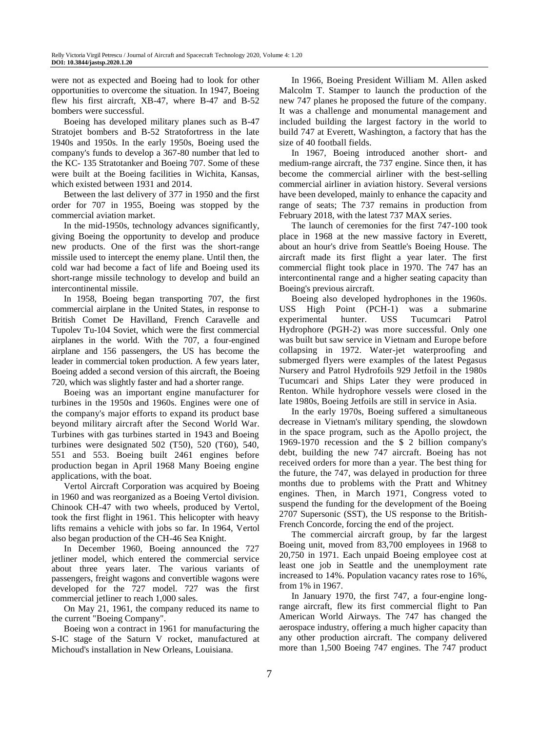were not as expected and Boeing had to look for other opportunities to overcome the situation. In 1947, Boeing flew his first aircraft, XB-47, where B-47 and B-52 bombers were successful.

Boeing has developed military planes such as B-47 Stratojet bombers and B-52 Stratofortress in the late 1940s and 1950s. In the early 1950s, Boeing used the company's funds to develop a 367-80 number that led to the KC- 135 Stratotanker and Boeing 707. Some of these were built at the Boeing facilities in Wichita, Kansas, which existed between 1931 and 2014.

Between the last delivery of 377 in 1950 and the first order for 707 in 1955, Boeing was stopped by the commercial aviation market.

In the mid-1950s, technology advances significantly, giving Boeing the opportunity to develop and produce new products. One of the first was the short-range missile used to intercept the enemy plane. Until then, the cold war had become a fact of life and Boeing used its short-range missile technology to develop and build an intercontinental missile.

In 1958, Boeing began transporting 707, the first commercial airplane in the United States, in response to British Comet De Havilland, French Caravelle and Tupolev Tu-104 Soviet, which were the first commercial airplanes in the world. With the 707, a four-engined airplane and 156 passengers, the US has become the leader in commercial token production. A few years later, Boeing added a second version of this aircraft, the Boeing 720, which was slightly faster and had a shorter range.

Boeing was an important engine manufacturer for turbines in the 1950s and 1960s. Engines were one of the company's major efforts to expand its product base beyond military aircraft after the Second World War. Turbines with gas turbines started in 1943 and Boeing turbines were designated 502 (T50), 520 (T60), 540, 551 and 553. Boeing built 2461 engines before production began in April 1968 Many Boeing engine applications, with the boat.

Vertol Aircraft Corporation was acquired by Boeing in 1960 and was reorganized as a Boeing Vertol division. Chinook CH-47 with two wheels, produced by Vertol, took the first flight in 1961. This helicopter with heavy lifts remains a vehicle with jobs so far. In 1964, Vertol also began production of the CH-46 Sea Knight.

In December 1960, Boeing announced the 727 jetliner model, which entered the commercial service about three years later. The various variants of passengers, freight wagons and convertible wagons were developed for the 727 model. 727 was the first commercial jetliner to reach 1,000 sales.

On May 21, 1961, the company reduced its name to the current "Boeing Company".

Boeing won a contract in 1961 for manufacturing the S-IC stage of the Saturn V rocket, manufactured at Michoud's installation in New Orleans, Louisiana.

In 1966, Boeing President William M. Allen asked Malcolm T. Stamper to launch the production of the new 747 planes he proposed the future of the company. It was a challenge and monumental management and included building the largest factory in the world to build 747 at Everett, Washington, a factory that has the size of 40 football fields.

In 1967, Boeing introduced another short- and medium-range aircraft, the 737 engine. Since then, it has become the commercial airliner with the best-selling commercial airliner in aviation history. Several versions have been developed, mainly to enhance the capacity and range of seats; The 737 remains in production from February 2018, with the latest 737 MAX series.

The launch of ceremonies for the first 747-100 took place in 1968 at the new massive factory in Everett, about an hour's drive from Seattle's Boeing House. The aircraft made its first flight a year later. The first commercial flight took place in 1970. The 747 has an intercontinental range and a higher seating capacity than Boeing's previous aircraft.

Boeing also developed hydrophones in the 1960s. USS High Point (PCH-1) was a submarine experimental hunter. USS Tucumcari Patrol Hydrophore (PGH-2) was more successful. Only one was built but saw service in Vietnam and Europe before collapsing in 1972. Water-jet waterproofing and submerged flyers were examples of the latest Pegasus Nursery and Patrol Hydrofoils 929 Jetfoil in the 1980s Tucumcari and Ships Later they were produced in Renton. While hydrophore vessels were closed in the late 1980s, Boeing Jetfoils are still in service in Asia.

In the early 1970s, Boeing suffered a simultaneous decrease in Vietnam's military spending, the slowdown in the space program, such as the Apollo project, the 1969-1970 recession and the \$ 2 billion company's debt, building the new 747 aircraft. Boeing has not received orders for more than a year. The best thing for the future, the 747, was delayed in production for three months due to problems with the Pratt and Whitney engines. Then, in March 1971, Congress voted to suspend the funding for the development of the Boeing 2707 Supersonic (SST), the US response to the British-French Concorde, forcing the end of the project.

The commercial aircraft group, by far the largest Boeing unit, moved from 83,700 employees in 1968 to 20,750 in 1971. Each unpaid Boeing employee cost at least one job in Seattle and the unemployment rate increased to 14%. Population vacancy rates rose to 16%, from 1% in 1967.

In January 1970, the first 747, a four-engine long-range aircraft, flew its first commercial flight to Pan American World Airways. The 747 has changed the aerospace industry, offering a much higher capacity than any other production aircraft. The company delivered more than 1,500 Boeing 747 engines. The 747 product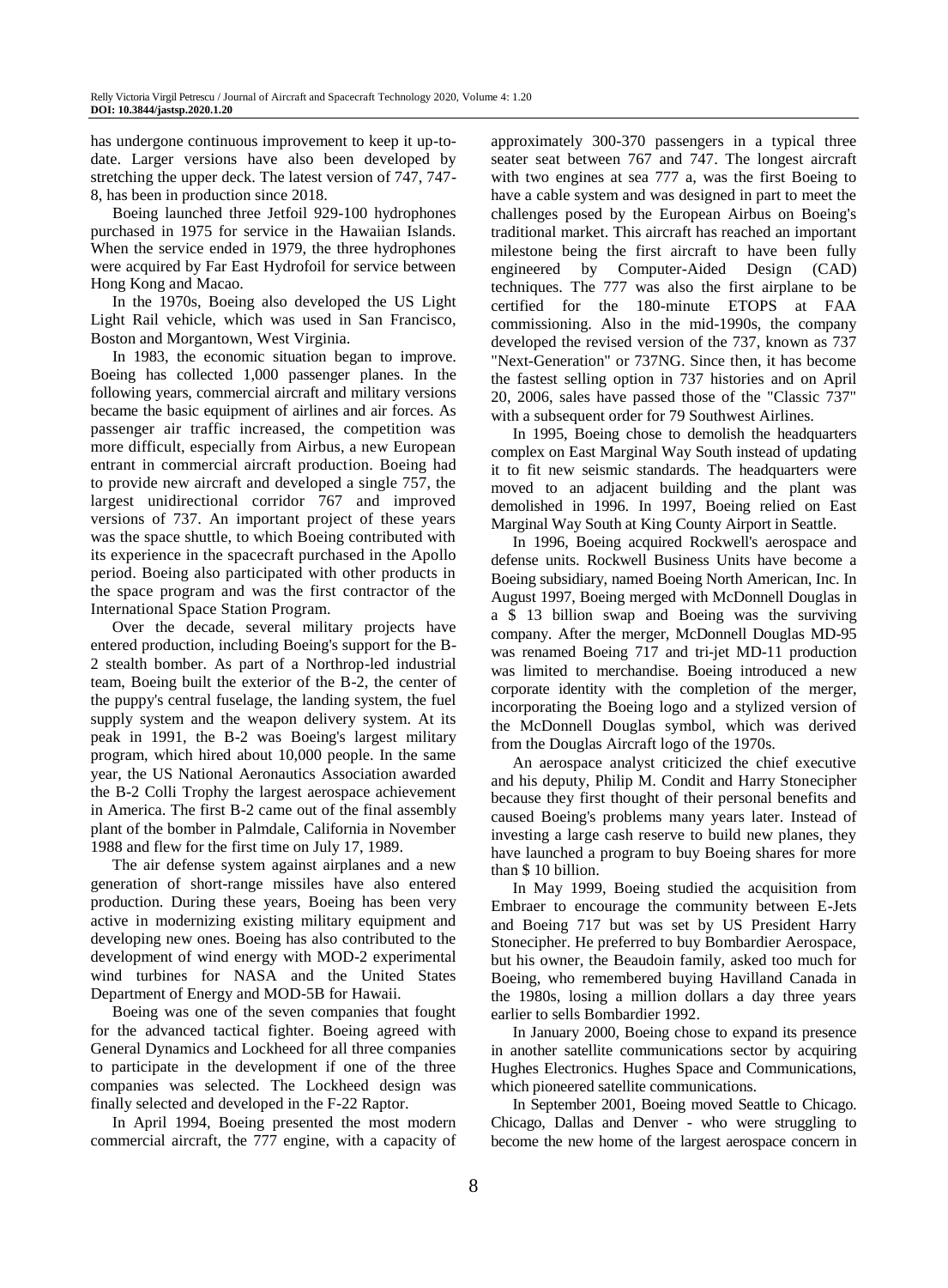has undergone continuous improvement to keep it up-to-date. Larger versions have also been developed by stretching the upper deck. The latest version of 747, 747-8, has been in production since 2018.

Boeing launched three Jetfoil 929-100 hydrophones purchased in 1975 for service in the Hawaiian Islands. When the service ended in 1979, the three hydrophones were acquired by Far East Hydrofoil for service between Hong Kong and Macao.

In the 1970s, Boeing also developed the US Light Light Rail vehicle, which was used in San Francisco, Boston and Morgantown, West Virginia.

In 1983, the economic situation began to improve. Boeing has collected 1,000 passenger planes. In the following years, commercial aircraft and military versions became the basic equipment of airlines and air forces. As passenger air traffic increased, the competition was more difficult, especially from Airbus, a new European entrant in commercial aircraft production. Boeing had to provide new aircraft and developed a single 757, the largest unidirectional corridor 767 and improved versions of 737. An important project of these years was the space shuttle, to which Boeing contributed with its experience in the spacecraft purchased in the Apollo period. Boeing also participated with other products in the space program and was the first contractor of the International Space Station Program.

Over the decade, several military projects have entered production, including Boeing's support for the B-2 stealth bomber. As part of a Northrop-led industrial team, Boeing built the exterior of the B-2, the center of the puppy's central fuselage, the landing system, the fuel supply system and the weapon delivery system. At its peak in 1991, the B-2 was Boeing's largest military program, which hired about 10,000 people. In the same year, the US National Aeronautics Association awarded the B-2 Colli Trophy the largest aerospace achievement in America. The first B-2 came out of the final assembly plant of the bomber in Palmdale, California in November 1988 and flew for the first time on July 17, 1989.

The air defense system against airplanes and a new generation of short-range missiles have also entered production. During these years, Boeing has been very active in modernizing existing military equipment and developing new ones. Boeing has also contributed to the development of wind energy with MOD-2 experimental wind turbines for NASA and the United States Department of Energy and MOD-5B for Hawaii.

Boeing was one of the seven companies that fought for the advanced tactical fighter. Boeing agreed with General Dynamics and Lockheed for all three companies to participate in the development if one of the three companies was selected. The Lockheed design was finally selected and developed in the F-22 Raptor.

In April 1994, Boeing presented the most modern commercial aircraft, the 777 engine, with a capacity of approximately 300-370 passengers in a typical three seater seat between 767 and 747. The longest aircraft with two engines at sea 777 a, was the first Boeing to have a cable system and was designed in part to meet the challenges posed by the European Airbus on Boeing's traditional market. This aircraft has reached an important milestone being the first aircraft to have been fully engineered by Computer-Aided Design (CAD) techniques. The 777 was also the first airplane to be certified for the 180-minute ETOPS at FAA commissioning. Also in the mid-1990s, the company developed the revised version of the 737, known as 737 "Next-Generation" or 737NG. Since then, it has become the fastest selling option in 737 histories and on April 20, 2006, sales have passed those of the "Classic 737" with a subsequent order for 79 Southwest Airlines.

In 1995, Boeing chose to demolish the headquarters complex on East Marginal Way South instead of updating it to fit new seismic standards. The headquarters were moved to an adjacent building and the plant was demolished in 1996. In 1997, Boeing relied on East Marginal Way South at King County Airport in Seattle.

In 1996, Boeing acquired Rockwell's aerospace and defense units. Rockwell Business Units have become a Boeing subsidiary, named Boeing North American, Inc. In August 1997, Boeing merged with McDonnell Douglas in a $ 13 billion swap and Boeing was the surviving company. After the merger, McDonnell Douglas MD-95 was renamed Boeing 717 and tri-jet MD-11 production was limited to merchandise. Boeing introduced a new corporate identity with the completion of the merger, incorporating the Boeing logo and a stylized version of the McDonnell Douglas symbol, which was derived from the Douglas Aircraft logo of the 1970s.

An aerospace analyst criticized the chief executive and his deputy, Philip M. Condit and Harry Stonecipher because they first thought of their personal benefits and caused Boeing's problems many years later. Instead of investing a large cash reserve to build new planes, they have launched a program to buy Boeing shares for more than $ 10 billion.

In May 1999, Boeing studied the acquisition from Embraer to encourage the community between E-Jets and Boeing 717 but was set by US President Harry Stonecipher. He preferred to buy Bombardier Aerospace, but his owner, the Beaudoin family, asked too much for Boeing, who remembered buying Havilland Canada in the 1980s, losing a million dollars a day three years earlier to sells Bombardier 1992.

In January 2000, Boeing chose to expand its presence in another satellite communications sector by acquiring Hughes Electronics. Hughes Space and Communications, which pioneered satellite communications.

In September 2001, Boeing moved Seattle to Chicago. Chicago, Dallas and Denver - who were struggling to become the new home of the largest aerospace concern in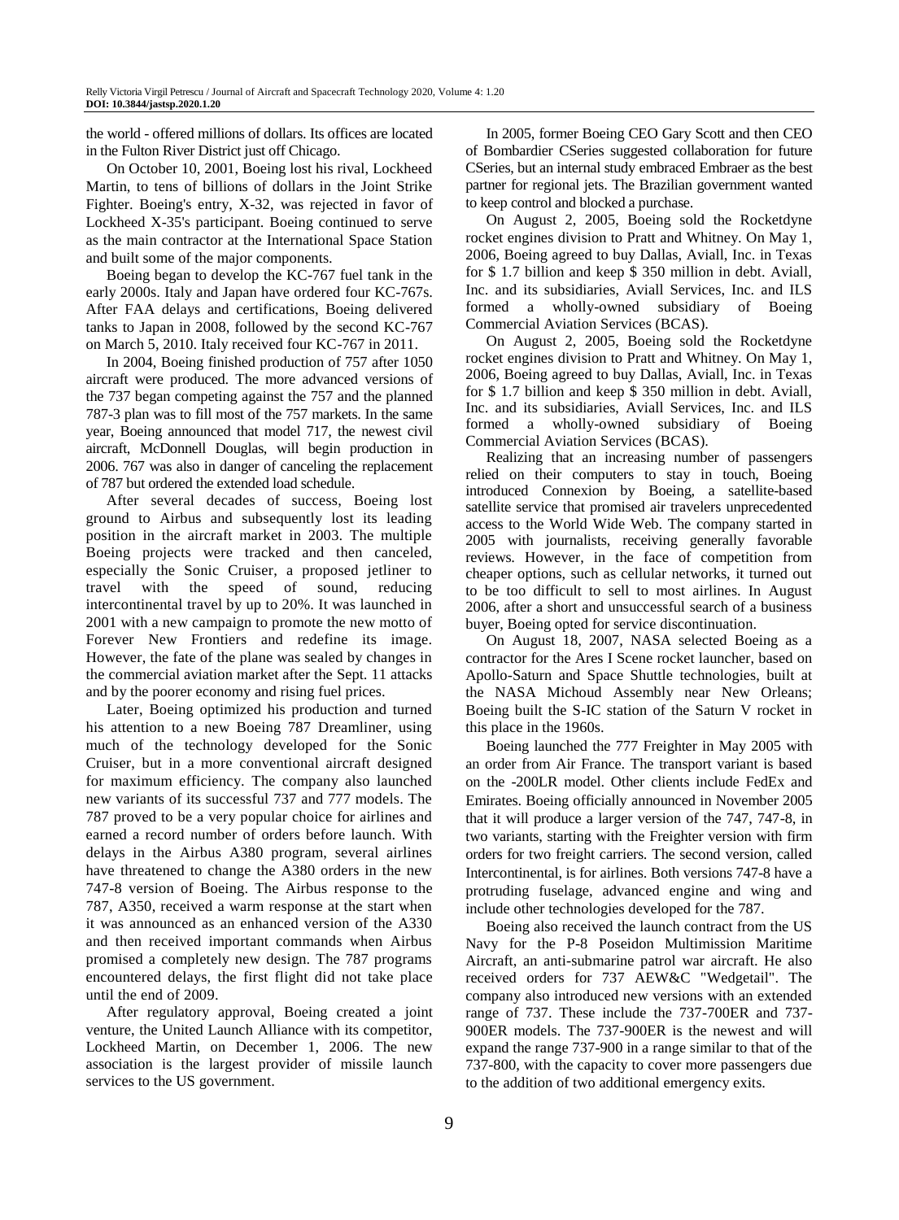the world - offered millions of dollars. Its offices are located in the Fulton River District just off Chicago.

On October 10, 2001, Boeing lost his rival, Lockheed Martin, to tens of billions of dollars in the Joint Strike Fighter. Boeing's entry, X-32, was rejected in favor of Lockheed X-35's participant. Boeing continued to serve as the main contractor at the International Space Station and built some of the major components.

Boeing began to develop the KC-767 fuel tank in the early 2000s. Italy and Japan have ordered four KC-767s. After FAA delays and certifications, Boeing delivered tanks to Japan in 2008, followed by the second KC-767 on March 5, 2010. Italy received four KC-767 in 2011.

In 2004, Boeing finished production of 757 after 1050 aircraft were produced. The more advanced versions of the 737 began competing against the 757 and the planned 787-3 plan was to fill most of the 757 markets. In the same year, Boeing announced that model 717, the newest civil aircraft, McDonnell Douglas, will begin production in 2006. 767 was also in danger of canceling the replacement of 787 but ordered the extended load schedule.

After several decades of success, Boeing lost ground to Airbus and subsequently lost its leading position in the aircraft market in 2003. The multiple Boeing projects were tracked and then canceled, especially the Sonic Cruiser, a proposed jetliner to travel with the speed of sound, reducing intercontinental travel by up to 20%. It was launched in 2001 with a new campaign to promote the new motto of Forever New Frontiers and redefine its image. However, the fate of the plane was sealed by changes in the commercial aviation market after the Sept. 11 attacks and by the poorer economy and rising fuel prices.

Later, Boeing optimized his production and turned his attention to a new Boeing 787 Dreamliner, using much of the technology developed for the Sonic Cruiser, but in a more conventional aircraft designed for maximum efficiency. The company also launched new variants of its successful 737 and 777 models. The 787 proved to be a very popular choice for airlines and earned a record number of orders before launch. With delays in the Airbus A380 program, several airlines have threatened to change the A380 orders in the new 747-8 version of Boeing. The Airbus response to the 787, A350, received a warm response at the start when it was announced as an enhanced version of the A330 and then received important commands when Airbus promised a completely new design. The 787 programs encountered delays, the first flight did not take place until the end of 2009.

After regulatory approval, Boeing created a joint venture, the United Launch Alliance with its competitor, Lockheed Martin, on December 1, 2006. The new association is the largest provider of missile launch services to the US government.

In 2005, former Boeing CEO Gary Scott and then CEO of Bombardier CSeries suggested collaboration for future CSeries, but an internal study embraced Embraer as the best partner for regional jets. The Brazilian government wanted to keep control and blocked a purchase.

On August 2, 2005, Boeing sold the Rocketdyne rocket engines division to Pratt and Whitney. On May 1, 2006, Boeing agreed to buy Dallas, Aviall, Inc. in Texas for $ 1.7 billion and keep $ 350 million in debt. Aviall, Inc. and its subsidiaries, Aviall Services, Inc. and ILS formed a wholly-owned subsidiary of Boeing Commercial Aviation Services (BCAS).

On August 2, 2005, Boeing sold the Rocketdyne rocket engines division to Pratt and Whitney. On May 1, 2006, Boeing agreed to buy Dallas, Aviall, Inc. in Texas for $ 1.7 billion and keep $ 350 million in debt. Aviall, Inc. and its subsidiaries, Aviall Services, Inc. and ILS formed a wholly-owned subsidiary of Boeing Commercial Aviation Services (BCAS).

Realizing that an increasing number of passengers relied on their computers to stay in touch, Boeing introduced Connexion by Boeing, a satellite-based satellite service that promised air travelers unprecedented access to the World Wide Web. The company started in 2005 with journalists, receiving generally favorable reviews. However, in the face of competition from cheaper options, such as cellular networks, it turned out to be too difficult to sell to most airlines. In August 2006, after a short and unsuccessful search of a business buyer, Boeing opted for service discontinuation.

On August 18, 2007, NASA selected Boeing as a contractor for the Ares I Scene rocket launcher, based on Apollo-Saturn and Space Shuttle technologies, built at the NASA Michoud Assembly near New Orleans; Boeing built the S-IC station of the Saturn V rocket in this place in the 1960s.

Boeing launched the 777 Freighter in May 2005 with an order from Air France. The transport variant is based on the -200LR model. Other clients include FedEx and Emirates. Boeing officially announced in November 2005 that it will produce a larger version of the 747, 747-8, in two variants, starting with the Freighter version with firm orders for two freight carriers. The second version, called Intercontinental, is for airlines. Both versions 747-8 have a protruding fuselage, advanced engine and wing and include other technologies developed for the 787.

Boeing also received the launch contract from the US Navy for the P-8 Poseidon Multimission Maritime Aircraft, an anti-submarine patrol war aircraft. He also received orders for 737 AEW&C "Wedgetail". The company also introduced new versions with an extended range of 737. These include the 737-700ER and 737-900ER models. The 737-900ER is the newest and will expand the range 737-900 in a range similar to that of the 737-800, with the capacity to cover more passengers due to the addition of two additional emergency exits.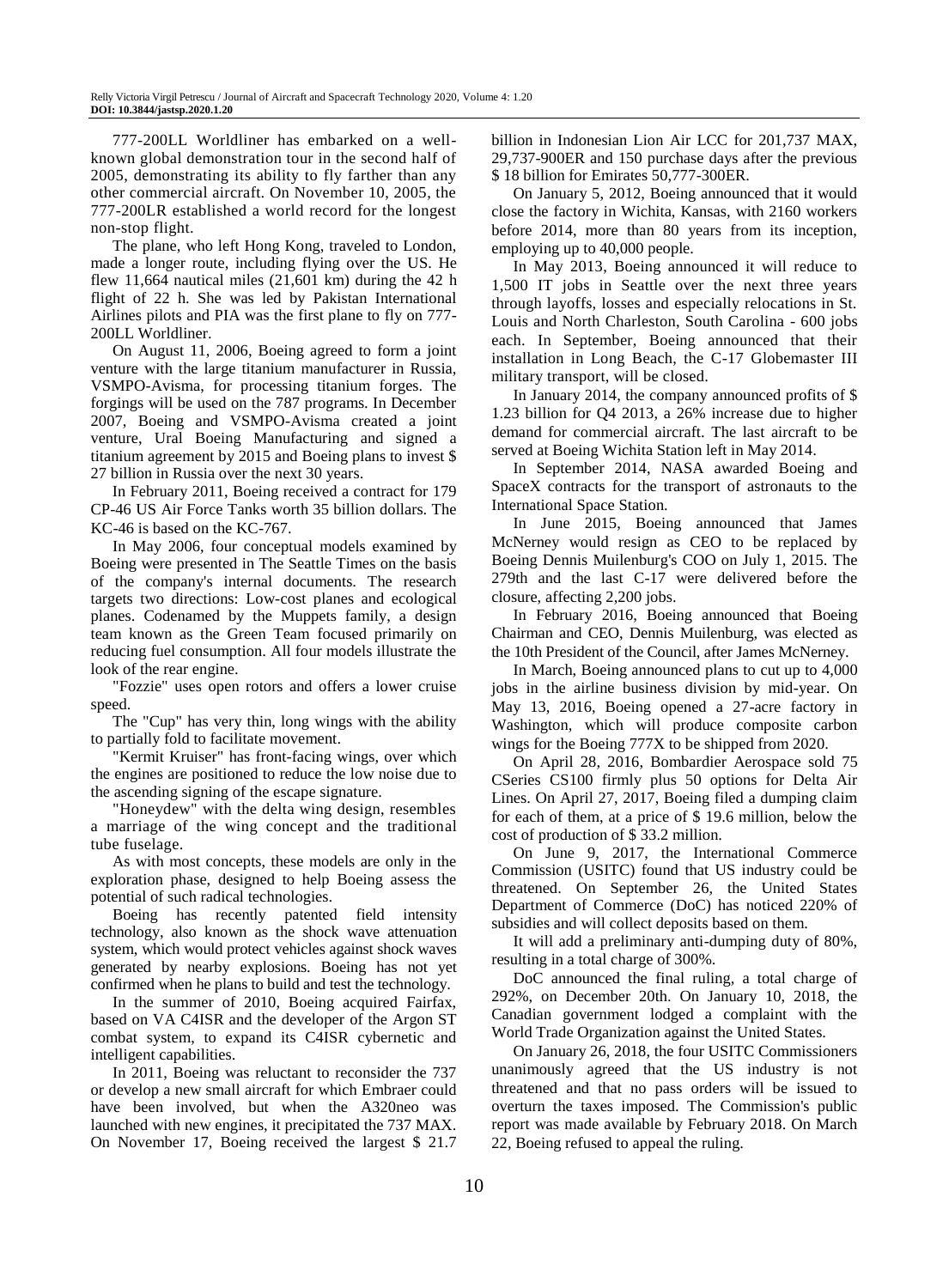777-200LL Worldliner has embarked on a well-known global demonstration tour in the second half of 2005, demonstrating its ability to fly farther than any other commercial aircraft. On November 10, 2005, the 777-200LR established a world record for the longest non-stop flight.

The plane, who left Hong Kong, traveled to London, made a longer route, including flying over the US. He flew 11,664 nautical miles (21,601 km) during the 42 h flight of 22 h. She was led by Pakistan International Airlines pilots and PIA was the first plane to fly on 777-200LL Worldliner.

On August 11, 2006, Boeing agreed to form a joint venture with the large titanium manufacturer in Russia, VSMPO-Avisma, for processing titanium forges. The forgings will be used on the 787 programs. In December 2007, Boeing and VSMPO-Avisma created a joint venture, Ural Boeing Manufacturing and signed a titanium agreement by 2015 and Boeing plans to invest $ 27 billion in Russia over the next 30 years.

In February 2011, Boeing received a contract for 179 CP-46 US Air Force Tanks worth 35 billion dollars. The KC-46 is based on the KC-767.

In May 2006, four conceptual models examined by Boeing were presented in The Seattle Times on the basis of the company's internal documents. The research targets two directions: Low-cost planes and ecological planes. Codenamed by the Muppets family, a design team known as the Green Team focused primarily on reducing fuel consumption. All four models illustrate the look of the rear engine.

"Fozzie" uses open rotors and offers a lower cruise speed.

The "Cup" has very thin, long wings with the ability to partially fold to facilitate movement.

"Kermit Kruiser" has front-facing wings, over which the engines are positioned to reduce the low noise due to the ascending signing of the escape signature.

"Honeydew" with the delta wing design, resembles a marriage of the wing concept and the traditional tube fuselage.

As with most concepts, these models are only in the exploration phase, designed to help Boeing assess the potential of such radical technologies.

Boeing has recently patented field intensity technology, also known as the shock wave attenuation system, which would protect vehicles against shock waves generated by nearby explosions. Boeing has not yet confirmed when he plans to build and test the technology.

In the summer of 2010, Boeing acquired Fairfax, based on VA C4ISR and the developer of the Argon ST combat system, to expand its C4ISR cybernetic and intelligent capabilities.

In 2011, Boeing was reluctant to reconsider the 737 or develop a new small aircraft for which Embraer could have been involved, but when the A320neo was launched with new engines, it precipitated the 737 MAX. On November 17, Boeing received the largest $ 21.7 billion in Indonesian Lion Air LCC for 201,737 MAX, 29,737-900ER and 150 purchase days after the previous $ 18 billion for Emirates 50,777-300ER.

On January 5, 2012, Boeing announced that it would close the factory in Wichita, Kansas, with 2160 workers before 2014, more than 80 years from its inception, employing up to 40,000 people.

In May 2013, Boeing announced it will reduce to 1,500 IT jobs in Seattle over the next three years through layoffs, losses and especially relocations in St. Louis and North Charleston, South Carolina - 600 jobs each. In September, Boeing announced that their installation in Long Beach, the C-17 Globemaster III military transport, will be closed.

In January 2014, the company announced profits of $ 1.23 billion for Q4 2013, a 26% increase due to higher demand for commercial aircraft. The last aircraft to be served at Boeing Wichita Station left in May 2014.

In September 2014, NASA awarded Boeing and SpaceX contracts for the transport of astronauts to the International Space Station.

In June 2015, Boeing announced that James McNerney would resign as CEO to be replaced by Boeing Dennis Muilenburg's COO on July 1, 2015. The 279th and the last C-17 were delivered before the closure, affecting 2,200 jobs.

In February 2016, Boeing announced that Boeing Chairman and CEO, Dennis Muilenburg, was elected as the 10th President of the Council, after James McNerney.

In March, Boeing announced plans to cut up to 4,000 jobs in the airline business division by mid-year. On May 13, 2016, Boeing opened a 27-acre factory in Washington, which will produce composite carbon wings for the Boeing 777X to be shipped from 2020.

On April 28, 2016, Bombardier Aerospace sold 75 CSeries CS100 firmly plus 50 options for Delta Air Lines. On April 27, 2017, Boeing filed a dumping claim for each of them, at a price of $ 19.6 million, below the cost of production of $ 33.2 million.

On June 9, 2017, the International Commerce Commission (USITC) found that US industry could be threatened. On September 26, the United States Department of Commerce (DoC) has noticed 220% of subsidies and will collect deposits based on them.

It will add a preliminary anti-dumping duty of 80%, resulting in a total charge of 300%.

DoC announced the final ruling, a total charge of 292%, on December 20th. On January 10, 2018, the Canadian government lodged a complaint with the World Trade Organization against the United States.

On January 26, 2018, the four USITC Commissioners unanimously agreed that the US industry is not threatened and that no pass orders will be issued to overturn the taxes imposed. The Commission's public report was made available by February 2018. On March 22, Boeing refused to appeal the ruling.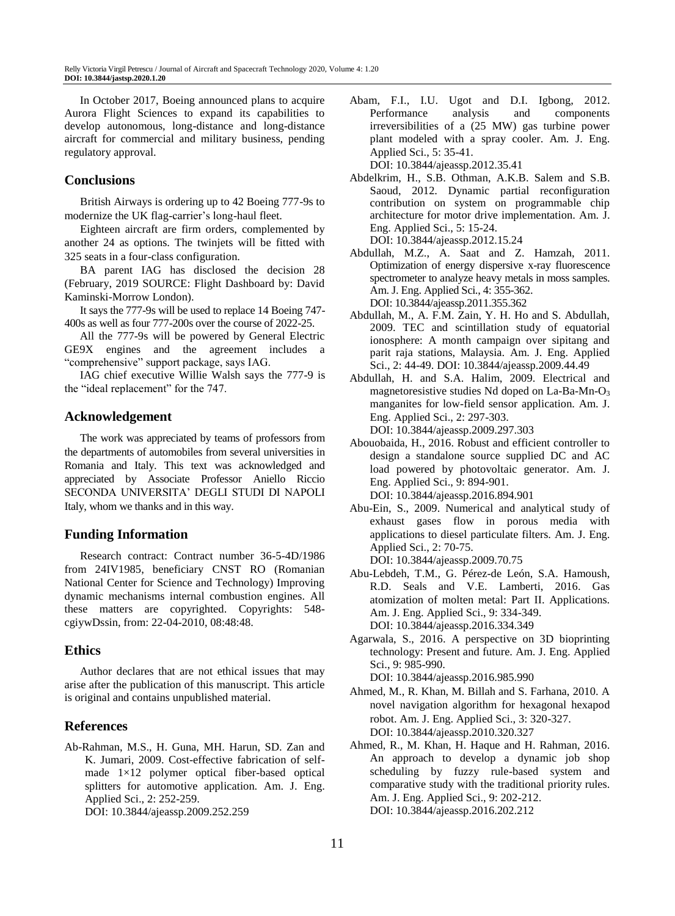In October 2017, Boeing announced plans to acquire Aurora Flight Sciences to expand its capabilities to develop autonomous, long-distance and long-distance aircraft for commercial and military business, pending regulatory approval.

## Conclusions

British Airways is ordering up to 42 Boeing 777-9s to modernize the UK flag-carrier's long-haul fleet.

Eighteen aircraft are firm orders, complemented by another 24 as options. The twinjets will be fitted with 325 seats in a four-class configuration.

BA parent IAG has disclosed the decision 28 (February, 2019 SOURCE: Flight Dashboard by: David Kaminski-Morrow London).

It says the 777-9s will be used to replace 14 Boeing 747-400s as well as four 777-200s over the course of 2022-25.

All the 777-9s will be powered by General Electric GE9X engines and the agreement includes a "comprehensive" support package, says IAG.

IAG chief executive Willie Walsh says the 777-9 is the "ideal replacement" for the 747.

## Acknowledgement

The work was appreciated by teams of professors from the departments of automobiles from several universities in Romania and Italy. This text was acknowledged and appreciated by Associate Professor Aniello Riccio SECONDA UNIVERSITA' DEGLI STUDI DI NAPOLI Italy, whom we thanks and in this way.

## Funding Information

Research contract: Contract number 36-5-4D/1986 from 24IV1985, beneficiary CNST RO (Romanian National Center for Science and Technology) Improving dynamic mechanisms internal combustion engines. All these matters are copyrighted. Copyrights: 548-cgiywDssin, from: 22-04-2010, 08:48:48.

## Ethics

Author declares that are not ethical issues that may arise after the publication of this manuscript. This article is original and contains unpublished material.

## References

Ab-Rahman, M.S., H. Guna, MH. Harun, SD. Zan and K. Jumari, 2009. Cost-effective fabrication of self-made 1×12 polymer optical fiber-based optical splitters for automotive application. Am. J. Eng. Applied Sci., 2: 252-259. DOI: 10.3844/ajeassp.2009.252.259

Abam, F.I., I.U. Ugot and D.I. Igbong, 2012. Performance analysis and components irreversibilities of a (25 MW) gas turbine power plant modeled with a spray cooler. Am. J. Eng. Applied Sci., 5: 35-41. DOI: 10.3844/ajeassp.2012.35.41

Abdelkrim, H., S.B. Othman, A.K.B. Salem and S.B. Saoud, 2012. Dynamic partial reconfiguration contribution on system on programmable chip architecture for motor drive implementation. Am. J. Eng. Applied Sci., 5: 15-24. DOI: 10.3844/ajeassp.2012.15.24

Abdullah, M.Z., A. Saat and Z. Hamzah, 2011. Optimization of energy dispersive x-ray fluorescence spectrometer to analyze heavy metals in moss samples. Am. J. Eng. Applied Sci., 4: 355-362. DOI: 10.3844/ajeassp.2011.355.362

Abdullah, M., A. F.M. Zain, Y. H. Ho and S. Abdullah, 2009. TEC and scintillation study of equatorial ionosphere: A month campaign over sipitang and parit raja stations, Malaysia. Am. J. Eng. Applied Sci., 2: 44-49. DOI: 10.3844/ajeassp.2009.44.49

Abdullah, H. and S.A. Halim, 2009. Electrical and magnetoresistive studies Nd doped on La-Ba-Mn-$O_3$ manganites for low-field sensor application. Am. J. Eng. Applied Sci., 2: 297-303. DOI: 10.3844/ajeassp.2009.297.303

Abouobaida, H., 2016. Robust and efficient controller to design a standalone source supplied DC and AC load powered by photovoltaic generator. Am. J. Eng. Applied Sci., 9: 894-901. DOI: 10.3844/ajeassp.2016.894.901

Abu-Ein, S., 2009. Numerical and analytical study of exhaust gases flow in porous media with applications to diesel particulate filters. Am. J. Eng. Applied Sci., 2: 70-75. DOI: 10.3844/ajeassp.2009.70.75

Abu-Lebdeh, T.M., G. Pérez-de León, S.A. Hamoush, R.D. Seals and V.E. Lamberti, 2016. Gas atomization of molten metal: Part II. Applications. Am. J. Eng. Applied Sci., 9: 334-349. DOI: 10.3844/ajeassp.2016.334.349

Agarwala, S., 2016. A perspective on 3D bioprinting technology: Present and future. Am. J. Eng. Applied Sci., 9: 985-990. DOI: 10.3844/ajeassp.2016.985.990

Ahmed, M., R. Khan, M. Billah and S. Farhana, 2010. A novel navigation algorithm for hexagonal hexapod robot. Am. J. Eng. Applied Sci., 3: 320-327. DOI: 10.3844/ajeassp.2010.320.327

Ahmed, R., M. Khan, H. Haque and H. Rahman, 2016. An approach to develop a dynamic job shop scheduling by fuzzy rule-based system and comparative study with the traditional priority rules. Am. J. Eng. Applied Sci., 9: 202-212. DOI: 10.3844/ajeassp.2016.202.212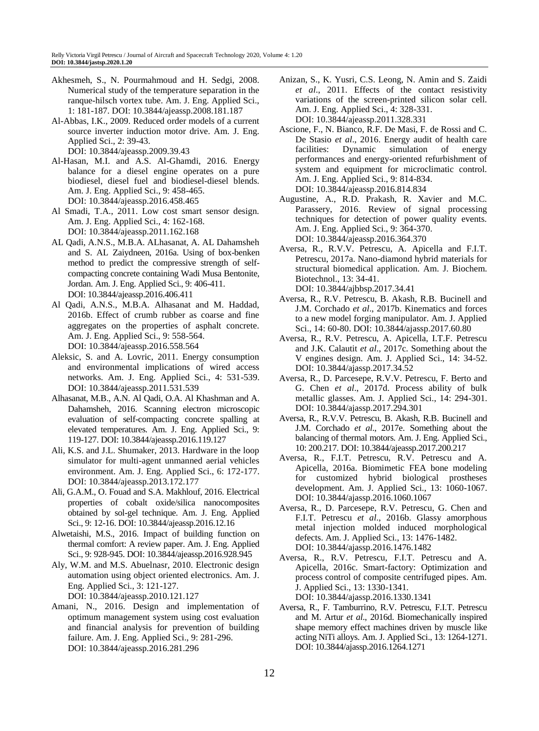Akhesmeh, S., N. Pourmahmoud and H. Sedgi, 2008. Numerical study of the temperature separation in the ranque-hilsch vortex tube. Am. J. Eng. Applied Sci., 1: 181-187. DOI: 10.3844/ajeassp.2008.181.187

Al-Abbas, I.K., 2009. Reduced order models of a current source inverter induction motor drive. Am. J. Eng. Applied Sci., 2: 39-43. DOI: 10.3844/ajeassp.2009.39.43

Al-Hasan, M.I. and A.S. Al-Ghamdi, 2016. Energy balance for a diesel engine operates on a pure biodiesel, diesel fuel and biodiesel-diesel blends. Am. J. Eng. Applied Sci., 9: 458-465. DOI: 10.3844/ajeassp.2016.458.465

Al Smadi, T.A., 2011. Low cost smart sensor design. Am. J. Eng. Applied Sci., 4: 162-168. DOI: 10.3844/ajeassp.2011.162.168

AL Qadi, A.N.S., M.B.A. ALhasanat, A. AL Dahamsheh and S. AL Zaiydneen, 2016a. Using of box-benken method to predict the compressive strength of self-compacting concrete containing Wadi Musa Bentonite, Jordan. Am. J. Eng. Applied Sci., 9: 406-411. DOI: 10.3844/ajeassp.2016.406.411

Al Qadi, A.N.S., M.B.A. Alhasanat and M. Haddad, 2016b. Effect of crumb rubber as coarse and fine aggregates on the properties of asphalt concrete. Am. J. Eng. Applied Sci., 9: 558-564. DOI: 10.3844/ajeassp.2016.558.564

Aleksic, S. and A. Lovric, 2011. Energy consumption and environmental implications of wired access networks. Am. J. Eng. Applied Sci., 4: 531-539. DOI: 10.3844/ajeassp.2011.531.539

Alhasanat, M.B., A.N. Al Qadi, O.A. Al Khashman and A. Dahamsheh, 2016. Scanning electron microscopic evaluation of self-compacting concrete spalling at elevated temperatures. Am. J. Eng. Applied Sci., 9: 119-127. DOI: 10.3844/ajeassp.2016.119.127

Ali, K.S. and J.L. Shumaker, 2013. Hardware in the loop simulator for multi-agent unmanned aerial vehicles environment. Am. J. Eng. Applied Sci., 6: 172-177. DOI: 10.3844/ajeassp.2013.172.177

Ali, G.A.M., O. Fouad and S.A. Makhlouf, 2016. Electrical properties of cobalt oxide/silica nanocomposites obtained by sol-gel technique. Am. J. Eng. Applied Sci., 9: 12-16. DOI: 10.3844/ajeassp.2016.12.16

Alwetaishi, M.S., 2016. Impact of building function on thermal comfort: A review paper. Am. J. Eng. Applied Sci., 9: 928-945. DOI: 10.3844/ajeassp.2016.928.945

Aly, W.M. and M.S. Abuelnasr, 2010. Electronic design automation using object oriented electronics. Am. J. Eng. Applied Sci., 3: 121-127. DOI: 10.3844/ajeassp.2010.121.127

Amani, N., 2016. Design and implementation of optimum management system using cost evaluation and financial analysis for prevention of building failure. Am. J. Eng. Applied Sci., 9: 281-296. DOI: 10.3844/ajeassp.2016.281.296

Anizan, S., K. Yusri, C.S. Leong, N. Amin and S. Zaidi *et al*., 2011. Effects of the contact resistivity variations of the screen-printed silicon solar cell. Am. J. Eng. Applied Sci., 4: 328-331. DOI: 10.3844/ajeassp.2011.328.331

Ascione, F., N. Bianco, R.F. De Masi, F. de Rossi and C. De Stasio *et al*., 2016. Energy audit of health care facilities: Dynamic simulation of energy performances and energy-oriented refurbishment of system and equipment for microclimatic control. Am. J. Eng. Applied Sci., 9: 814-834. DOI: 10.3844/ajeassp.2016.814.834

Augustine, A., R.D. Prakash, R. Xavier and M.C. Parassery, 2016. Review of signal processing techniques for detection of power quality events. Am. J. Eng. Applied Sci., 9: 364-370. DOI: 10.3844/ajeassp.2016.364.370

Aversa, R., R.V.V. Petrescu, A. Apicella and F.I.T. Petrescu, 2017a. Nano-diamond hybrid materials for structural biomedical application. Am. J. Biochem. Biotechnol., 13: 34-41. DOI: 10.3844/ajbbsp.2017.34.41

Aversa, R., R.V. Petrescu, B. Akash, R.B. Bucinell and J.M. Corchado *et al*., 2017b. Kinematics and forces to a new model forging manipulator. Am. J. Applied Sci., 14: 60-80. DOI: 10.3844/ajassp.2017.60.80

Aversa, R., R.V. Petrescu, A. Apicella, I.T.F. Petrescu and J.K. Calautit *et al*., 2017c. Something about the V engines design. Am. J. Applied Sci., 14: 34-52. DOI: 10.3844/ajassp.2017.34.52

Aversa, R., D. Parcesepe, R.V.V. Petrescu, F. Berto and G. Chen *et al*., 2017d. Process ability of bulk metallic glasses. Am. J. Applied Sci., 14: 294-301. DOI: 10.3844/ajassp.2017.294.301

Aversa, R., R.V.V. Petrescu, B. Akash, R.B. Bucinell and J.M. Corchado *et al*., 2017e. Something about the balancing of thermal motors. Am. J. Eng. Applied Sci., 10: 200.217. DOI: 10.3844/ajeassp.2017.200.217

Aversa, R., F.I.T. Petrescu, R.V. Petrescu and A. Apicella, 2016a. Biomimetic FEA bone modeling for customized hybrid biological prostheses development. Am. J. Applied Sci., 13: 1060-1067. DOI: 10.3844/ajassp.2016.1060.1067

Aversa, R., D. Parcesepe, R.V. Petrescu, G. Chen and F.I.T. Petrescu *et al*., 2016b. Glassy amorphous metal injection molded induced morphological defects. Am. J. Applied Sci., 13: 1476-1482. DOI: 10.3844/ajassp.2016.1476.1482

Aversa, R., R.V. Petrescu, F.I.T. Petrescu and A. Apicella, 2016c. Smart-factory: Optimization and process control of composite centrifuged pipes. Am. J. Applied Sci., 13: 1330-1341. DOI: 10.3844/ajassp.2016.1330.1341

Aversa, R., F. Tamburrino, R.V. Petrescu, F.I.T. Petrescu and M. Artur *et al*., 2016d. Biomechanically inspired shape memory effect machines driven by muscle like acting NiTi alloys. Am. J. Applied Sci., 13: 1264-1271. DOI: 10.3844/ajassp.2016.1264.1271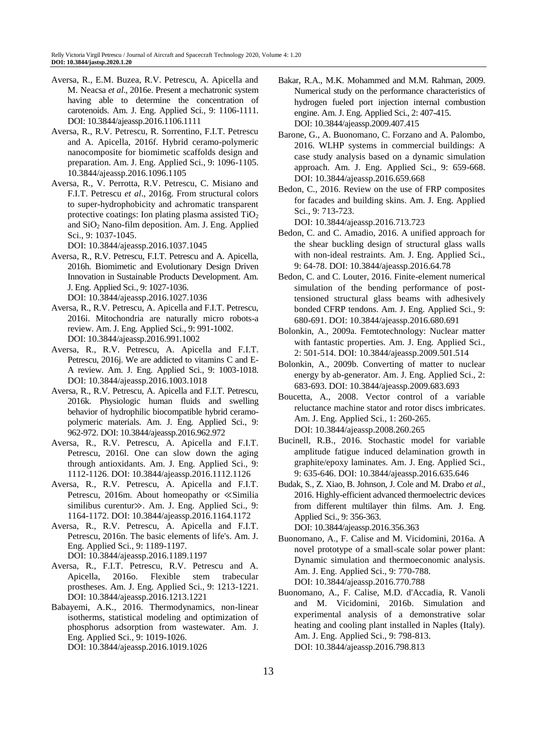Aversa, R., E.M. Buzea, R.V. Petrescu, A. Apicella and M. Neacsa *et al*., 2016e. Present a mechatronic system having able to determine the concentration of carotenoids. Am. J. Eng. Applied Sci., 9: 1106-1111. DOI: 10.3844/ajeassp.2016.1106.1111

Aversa, R., R.V. Petrescu, R. Sorrentino, F.I.T. Petrescu and A. Apicella, 2016f. Hybrid ceramo-polymeric nanocomposite for biomimetic scaffolds design and preparation. Am. J. Eng. Applied Sci., 9: 1096-1105. 10.3844/ajeassp.2016.1096.1105

Aversa, R., V. Perrotta, R.V. Petrescu, C. Misiano and F.I.T. Petrescu *et al*., 2016g. From structural colors to super-hydrophobicity and achromatic transparent protective coatings: Ion plating plasma assisted $TiO_2$ and $SiO_2$ Nano-film deposition. Am. J. Eng. Applied Sci., 9: 1037-1045. DOI: 10.3844/ajeassp.2016.1037.1045

Aversa, R., R.V. Petrescu, F.I.T. Petrescu and A. Apicella, 2016h. Biomimetic and Evolutionary Design Driven Innovation in Sustainable Products Development. Am. J. Eng. Applied Sci., 9: 1027-1036. DOI: 10.3844/ajeassp.2016.1027.1036

Aversa, R., R.V. Petrescu, A. Apicella and F.I.T. Petrescu, 2016i. Mitochondria are naturally micro robots-a review. Am. J. Eng. Applied Sci., 9: 991-1002. DOI: 10.3844/ajeassp.2016.991.1002

Aversa, R., R.V. Petrescu, A. Apicella and F.I.T. Petrescu, 2016j. We are addicted to vitamins C and E-A review. Am. J. Eng. Applied Sci., 9: 1003-1018. DOI: 10.3844/ajeassp.2016.1003.1018

Aversa, R., R.V. Petrescu, A. Apicella and F.I.T. Petrescu, 2016k. Physiologic human fluids and swelling behavior of hydrophilic biocompatible hybrid ceramo-polymeric materials. Am. J. Eng. Applied Sci., 9: 962-972. DOI: 10.3844/ajeassp.2016.962.972

Aversa, R., R.V. Petrescu, A. Apicella and F.I.T. Petrescu, 2016l. One can slow down the aging through antioxidants. Am. J. Eng. Applied Sci., 9: 1112-1126. DOI: 10.3844/ajeassp.2016.1112.1126

Aversa, R., R.V. Petrescu, A. Apicella and F.I.T. Petrescu, 2016m. About homeopathy or ≪Similia similibus curentur≫. Am. J. Eng. Applied Sci., 9: 1164-1172. DOI: 10.3844/ajeassp.2016.1164.1172

Aversa, R., R.V. Petrescu, A. Apicella and F.I.T. Petrescu, 2016n. The basic elements of life's. Am. J. Eng. Applied Sci., 9: 1189-1197. DOI: 10.3844/ajeassp.2016.1189.1197

Aversa, R., F.I.T. Petrescu, R.V. Petrescu and A. Apicella, 2016o. Flexible stem trabecular prostheses. Am. J. Eng. Applied Sci., 9: 1213-1221. DOI: 10.3844/ajeassp.2016.1213.1221

Babayemi, A.K., 2016. Thermodynamics, non-linear isotherms, statistical modeling and optimization of phosphorus adsorption from wastewater. Am. J. Eng. Applied Sci., 9: 1019-1026. DOI: 10.3844/ajeassp.2016.1019.1026

Bakar, R.A., M.K. Mohammed and M.M. Rahman, 2009. Numerical study on the performance characteristics of hydrogen fueled port injection internal combustion engine. Am. J. Eng. Applied Sci., 2: 407-415. DOI: 10.3844/ajeassp.2009.407.415

Barone, G., A. Buonomano, C. Forzano and A. Palombo, 2016. WLHP systems in commercial buildings: A case study analysis based on a dynamic simulation approach. Am. J. Eng. Applied Sci., 9: 659-668. DOI: 10.3844/ajeassp.2016.659.668

Bedon, C., 2016. Review on the use of FRP composites for facades and building skins. Am. J. Eng. Applied Sci., 9: 713-723. DOI: 10.3844/ajeassp.2016.713.723

Bedon, C. and C. Amadio, 2016. A unified approach for the shear buckling design of structural glass walls with non-ideal restraints. Am. J. Eng. Applied Sci., 9: 64-78. DOI: 10.3844/ajeassp.2016.64.78

Bedon, C. and C. Louter, 2016. Finite-element numerical simulation of the bending performance of post-tensioned structural glass beams with adhesively bonded CFRP tendons. Am. J. Eng. Applied Sci., 9: 680-691. DOI: 10.3844/ajeassp.2016.680.691

Bolonkin, A., 2009a. Femtotechnology: Nuclear matter with fantastic properties. Am. J. Eng. Applied Sci., 2: 501-514. DOI: 10.3844/ajeassp.2009.501.514

Bolonkin, A., 2009b. Converting of matter to nuclear energy by ab-generator. Am. J. Eng. Applied Sci., 2: 683-693. DOI: 10.3844/ajeassp.2009.683.693

Boucetta, A., 2008. Vector control of a variable reluctance machine stator and rotor discs imbricates. Am. J. Eng. Applied Sci., 1: 260-265. DOI: 10.3844/ajeassp.2008.260.265

Bucinell, R.B., 2016. Stochastic model for variable amplitude fatigue induced delamination growth in graphite/epoxy laminates. Am. J. Eng. Applied Sci., 9: 635-646. DOI: 10.3844/ajeassp.2016.635.646

Budak, S., Z. Xiao, B. Johnson, J. Cole and M. Drabo *et al*., 2016. Highly-efficient advanced thermoelectric devices from different multilayer thin films. Am. J. Eng. Applied Sci., 9: 356-363. DOI: 10.3844/ajeassp.2016.356.363

Buonomano, A., F. Calise and M. Vicidomini, 2016a. A novel prototype of a small-scale solar power plant: Dynamic simulation and thermoeconomic analysis. Am. J. Eng. Applied Sci., 9: 770-788. DOI: 10.3844/ajeassp.2016.770.788

Buonomano, A., F. Calise, M.D. d'Accadia, R. Vanoli and M. Vicidomini, 2016b. Simulation and experimental analysis of a demonstrative solar heating and cooling plant installed in Naples (Italy). Am. J. Eng. Applied Sci., 9: 798-813. DOI: 10.3844/ajeassp.2016.798.813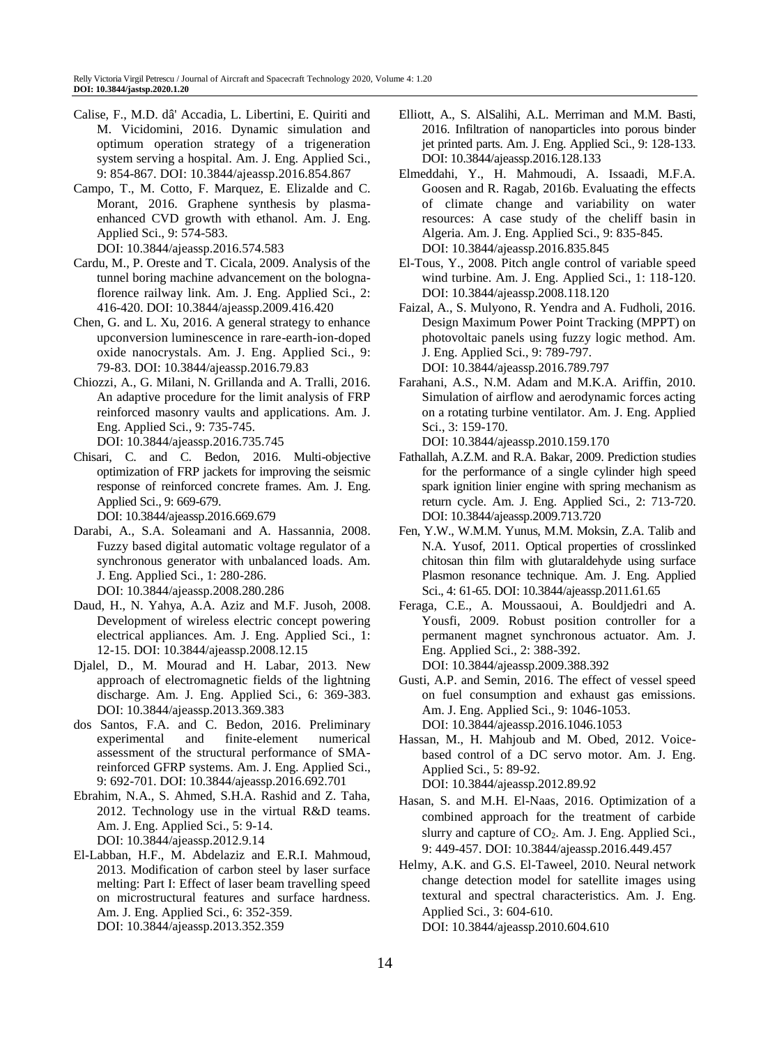Calise, F., M.D. dâ' Accadia, L. Libertini, E. Quiriti and M. Vicidomini, 2016. Dynamic simulation and optimum operation strategy of a trigeneration system serving a hospital. Am. J. Eng. Applied Sci., 9: 854-867. DOI: 10.3844/ajeassp.2016.854.867

Campo, T., M. Cotto, F. Marquez, E. Elizalde and C. Morant, 2016. Graphene synthesis by plasma-enhanced CVD growth with ethanol. Am. J. Eng. Applied Sci., 9: 574-583. DOI: 10.3844/ajeassp.2016.574.583

Cardu, M., P. Oreste and T. Cicala, 2009. Analysis of the tunnel boring machine advancement on the bologna-florence railway link. Am. J. Eng. Applied Sci., 2: 416-420. DOI: 10.3844/ajeassp.2009.416.420

Chen, G. and L. Xu, 2016. A general strategy to enhance upconversion luminescence in rare-earth-ion-doped oxide nanocrystals. Am. J. Eng. Applied Sci., 9: 79-83. DOI: 10.3844/ajeassp.2016.79.83

Chiozzi, A., G. Milani, N. Grillanda and A. Tralli, 2016. An adaptive procedure for the limit analysis of FRP reinforced masonry vaults and applications. Am. J. Eng. Applied Sci., 9: 735-745. DOI: 10.3844/ajeassp.2016.735.745

Chisari, C. and C. Bedon, 2016. Multi-objective optimization of FRP jackets for improving the seismic response of reinforced concrete frames. Am. J. Eng. Applied Sci., 9: 669-679. DOI: 10.3844/ajeassp.2016.669.679

Darabi, A., S.A. Soleamani and A. Hassannia, 2008. Fuzzy based digital automatic voltage regulator of a synchronous generator with unbalanced loads. Am. J. Eng. Applied Sci., 1: 280-286. DOI: 10.3844/ajeassp.2008.280.286

Daud, H., N. Yahya, A.A. Aziz and M.F. Jusoh, 2008. Development of wireless electric concept powering electrical appliances. Am. J. Eng. Applied Sci., 1: 12-15. DOI: 10.3844/ajeassp.2008.12.15

Djalel, D., M. Mourad and H. Labar, 2013. New approach of electromagnetic fields of the lightning discharge. Am. J. Eng. Applied Sci., 6: 369-383. DOI: 10.3844/ajeassp.2013.369.383

dos Santos, F.A. and C. Bedon, 2016. Preliminary experimental and finite-element numerical assessment of the structural performance of SMA-reinforced GFRP systems. Am. J. Eng. Applied Sci., 9: 692-701. DOI: 10.3844/ajeassp.2016.692.701

Ebrahim, N.A., S. Ahmed, S.H.A. Rashid and Z. Taha, 2012. Technology use in the virtual R&D teams. Am. J. Eng. Applied Sci., 5: 9-14. DOI: 10.3844/ajeassp.2012.9.14

El-Labban, H.F., M. Abdelaziz and E.R.I. Mahmoud, 2013. Modification of carbon steel by laser surface melting: Part I: Effect of laser beam travelling speed on microstructural features and surface hardness. Am. J. Eng. Applied Sci., 6: 352-359. DOI: 10.3844/ajeassp.2013.352.359

Elliott, A., S. AlSalihi, A.L. Merriman and M.M. Basti, 2016. Infiltration of nanoparticles into porous binder jet printed parts. Am. J. Eng. Applied Sci., 9: 128-133. DOI: 10.3844/ajeassp.2016.128.133

Elmeddahi, Y., H. Mahmoudi, A. Issaadi, M.F.A. Goosen and R. Ragab, 2016b. Evaluating the effects of climate change and variability on water resources: A case study of the cheliff basin in Algeria. Am. J. Eng. Applied Sci., 9: 835-845. DOI: 10.3844/ajeassp.2016.835.845

El-Tous, Y., 2008. Pitch angle control of variable speed wind turbine. Am. J. Eng. Applied Sci., 1: 118-120. DOI: 10.3844/ajeassp.2008.118.120

Faizal, A., S. Mulyono, R. Yendra and A. Fudholi, 2016. Design Maximum Power Point Tracking (MPPT) on photovoltaic panels using fuzzy logic method. Am. J. Eng. Applied Sci., 9: 789-797. DOI: 10.3844/ajeassp.2016.789.797

Farahani, A.S., N.M. Adam and M.K.A. Ariffin, 2010. Simulation of airflow and aerodynamic forces acting on a rotating turbine ventilator. Am. J. Eng. Applied Sci., 3: 159-170. DOI: 10.3844/ajeassp.2010.159.170

Fathallah, A.Z.M. and R.A. Bakar, 2009. Prediction studies for the performance of a single cylinder high speed spark ignition linier engine with spring mechanism as return cycle. Am. J. Eng. Applied Sci., 2: 713-720. DOI: 10.3844/ajeassp.2009.713.720

Fen, Y.W., W.M.M. Yunus, M.M. Moksin, Z.A. Talib and N.A. Yusof, 2011. Optical properties of crosslinked chitosan thin film with glutaraldehyde using surface Plasmon resonance technique. Am. J. Eng. Applied Sci., 4: 61-65. DOI: 10.3844/ajeassp.2011.61.65

Feraga, C.E., A. Moussaoui, A. Bouldjedri and A. Yousfi, 2009. Robust position controller for a permanent magnet synchronous actuator. Am. J. Eng. Applied Sci., 2: 388-392. DOI: 10.3844/ajeassp.2009.388.392

Gusti, A.P. and Semin, 2016. The effect of vessel speed on fuel consumption and exhaust gas emissions. Am. J. Eng. Applied Sci., 9: 1046-1053. DOI: 10.3844/ajeassp.2016.1046.1053

Hassan, M., H. Mahjoub and M. Obed, 2012. Voice-based control of a DC servo motor. Am. J. Eng. Applied Sci., 5: 89-92. DOI: 10.3844/ajeassp.2012.89.92

Hasan, S. and M.H. El-Naas, 2016. Optimization of a combined approach for the treatment of carbide slurry and capture of $CO_2$. Am. J. Eng. Applied Sci., 9: 449-457. DOI: 10.3844/ajeassp.2016.449.457

Helmy, A.K. and G.S. El-Taweel, 2010. Neural network change detection model for satellite images using textural and spectral characteristics. Am. J. Eng. Applied Sci., 3: 604-610. DOI: 10.3844/ajeassp.2010.604.610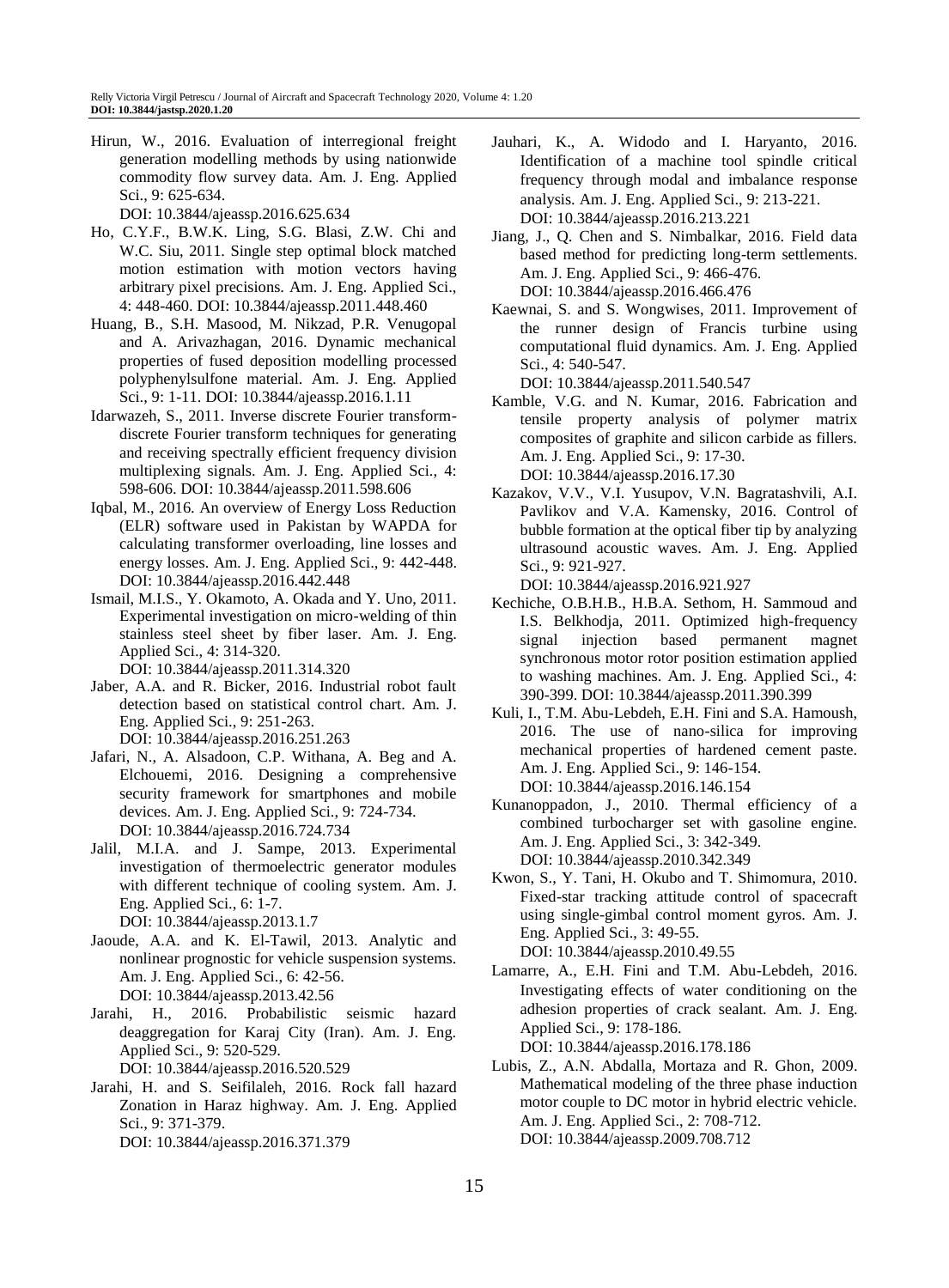Hirun, W., 2016. Evaluation of interregional freight generation modelling methods by using nationwide commodity flow survey data. Am. J. Eng. Applied Sci., 9: 625-634. DOI: 10.3844/ajeassp.2016.625.634

Ho, C.Y.F., B.W.K. Ling, S.G. Blasi, Z.W. Chi and W.C. Siu, 2011. Single step optimal block matched motion estimation with motion vectors having arbitrary pixel precisions. Am. J. Eng. Applied Sci., 4: 448-460. DOI: 10.3844/ajeassp.2011.448.460

Huang, B., S.H. Masood, M. Nikzad, P.R. Venugopal and A. Arivazhagan, 2016. Dynamic mechanical properties of fused deposition modelling processed polyphenylsulfone material. Am. J. Eng. Applied Sci., 9: 1-11. DOI: 10.3844/ajeassp.2016.1.11

Idarwazeh, S., 2011. Inverse discrete Fourier transform-discrete Fourier transform techniques for generating and receiving spectrally efficient frequency division multiplexing signals. Am. J. Eng. Applied Sci., 4: 598-606. DOI: 10.3844/ajeassp.2011.598.606

Iqbal, M., 2016. An overview of Energy Loss Reduction (ELR) software used in Pakistan by WAPDA for calculating transformer overloading, line losses and energy losses. Am. J. Eng. Applied Sci., 9: 442-448. DOI: 10.3844/ajeassp.2016.442.448

Ismail, M.I.S., Y. Okamoto, A. Okada and Y. Uno, 2011. Experimental investigation on micro-welding of thin stainless steel sheet by fiber laser. Am. J. Eng. Applied Sci., 4: 314-320. DOI: 10.3844/ajeassp.2011.314.320

Jaber, A.A. and R. Bicker, 2016. Industrial robot fault detection based on statistical control chart. Am. J. Eng. Applied Sci., 9: 251-263. DOI: 10.3844/ajeassp.2016.251.263

Jafari, N., A. Alsadoon, C.P. Withana, A. Beg and A. Elchouemi, 2016. Designing a comprehensive security framework for smartphones and mobile devices. Am. J. Eng. Applied Sci., 9: 724-734. DOI: 10.3844/ajeassp.2016.724.734

Jalil, M.I.A. and J. Sampe, 2013. Experimental investigation of thermoelectric generator modules with different technique of cooling system. Am. J. Eng. Applied Sci., 6: 1-7. DOI: 10.3844/ajeassp.2013.1.7

Jaoude, A.A. and K. El-Tawil, 2013. Analytic and nonlinear prognostic for vehicle suspension systems. Am. J. Eng. Applied Sci., 6: 42-56. DOI: 10.3844/ajeassp.2013.42.56

Jarahi, H., 2016. Probabilistic seismic hazard deaggregation for Karaj City (Iran). Am. J. Eng. Applied Sci., 9: 520-529. DOI: 10.3844/ajeassp.2016.520.529

Jarahi, H. and S. Seifilaleh, 2016. Rock fall hazard Zonation in Haraz highway. Am. J. Eng. Applied Sci., 9: 371-379. DOI: 10.3844/ajeassp.2016.371.379

Jauhari, K., A. Widodo and I. Haryanto, 2016. Identification of a machine tool spindle critical frequency through modal and imbalance response analysis. Am. J. Eng. Applied Sci., 9: 213-221. DOI: 10.3844/ajeassp.2016.213.221

Jiang, J., Q. Chen and S. Nimbalkar, 2016. Field data based method for predicting long-term settlements. Am. J. Eng. Applied Sci., 9: 466-476. DOI: 10.3844/ajeassp.2016.466.476

Kaewnai, S. and S. Wongwises, 2011. Improvement of the runner design of Francis turbine using computational fluid dynamics. Am. J. Eng. Applied Sci., 4: 540-547. DOI: 10.3844/ajeassp.2011.540.547

Kamble, V.G. and N. Kumar, 2016. Fabrication and tensile property analysis of polymer matrix composites of graphite and silicon carbide as fillers. Am. J. Eng. Applied Sci., 9: 17-30. DOI: 10.3844/ajeassp.2016.17.30

Kazakov, V.V., V.I. Yusupov, V.N. Bagratashvili, A.I. Pavlikov and V.A. Kamensky, 2016. Control of bubble formation at the optical fiber tip by analyzing ultrasound acoustic waves. Am. J. Eng. Applied Sci., 9: 921-927. DOI: 10.3844/ajeassp.2016.921.927

Kechiche, O.B.H.B., H.B.A. Sethom, H. Sammoud and I.S. Belkhodja, 2011. Optimized high-frequency signal injection based permanent magnet synchronous motor rotor position estimation applied to washing machines. Am. J. Eng. Applied Sci., 4: 390-399. DOI: 10.3844/ajeassp.2011.390.399

Kuli, I., T.M. Abu-Lebdeh, E.H. Fini and S.A. Hamoush, 2016. The use of nano-silica for improving mechanical properties of hardened cement paste. Am. J. Eng. Applied Sci., 9: 146-154. DOI: 10.3844/ajeassp.2016.146.154

Kunanoppadon, J., 2010. Thermal efficiency of a combined turbocharger set with gasoline engine. Am. J. Eng. Applied Sci., 3: 342-349. DOI: 10.3844/ajeassp.2010.342.349

Kwon, S., Y. Tani, H. Okubo and T. Shimomura, 2010. Fixed-star tracking attitude control of spacecraft using single-gimbal control moment gyros. Am. J. Eng. Applied Sci., 3: 49-55. DOI: 10.3844/ajeassp.2010.49.55

Lamarre, A., E.H. Fini and T.M. Abu-Lebdeh, 2016. Investigating effects of water conditioning on the adhesion properties of crack sealant. Am. J. Eng. Applied Sci., 9: 178-186. DOI: 10.3844/ajeassp.2016.178.186

Lubis, Z., A.N. Abdalla, Mortaza and R. Ghon, 2009. Mathematical modeling of the three phase induction motor couple to DC motor in hybrid electric vehicle. Am. J. Eng. Applied Sci., 2: 708-712. DOI: 10.3844/ajeassp.2009.708.712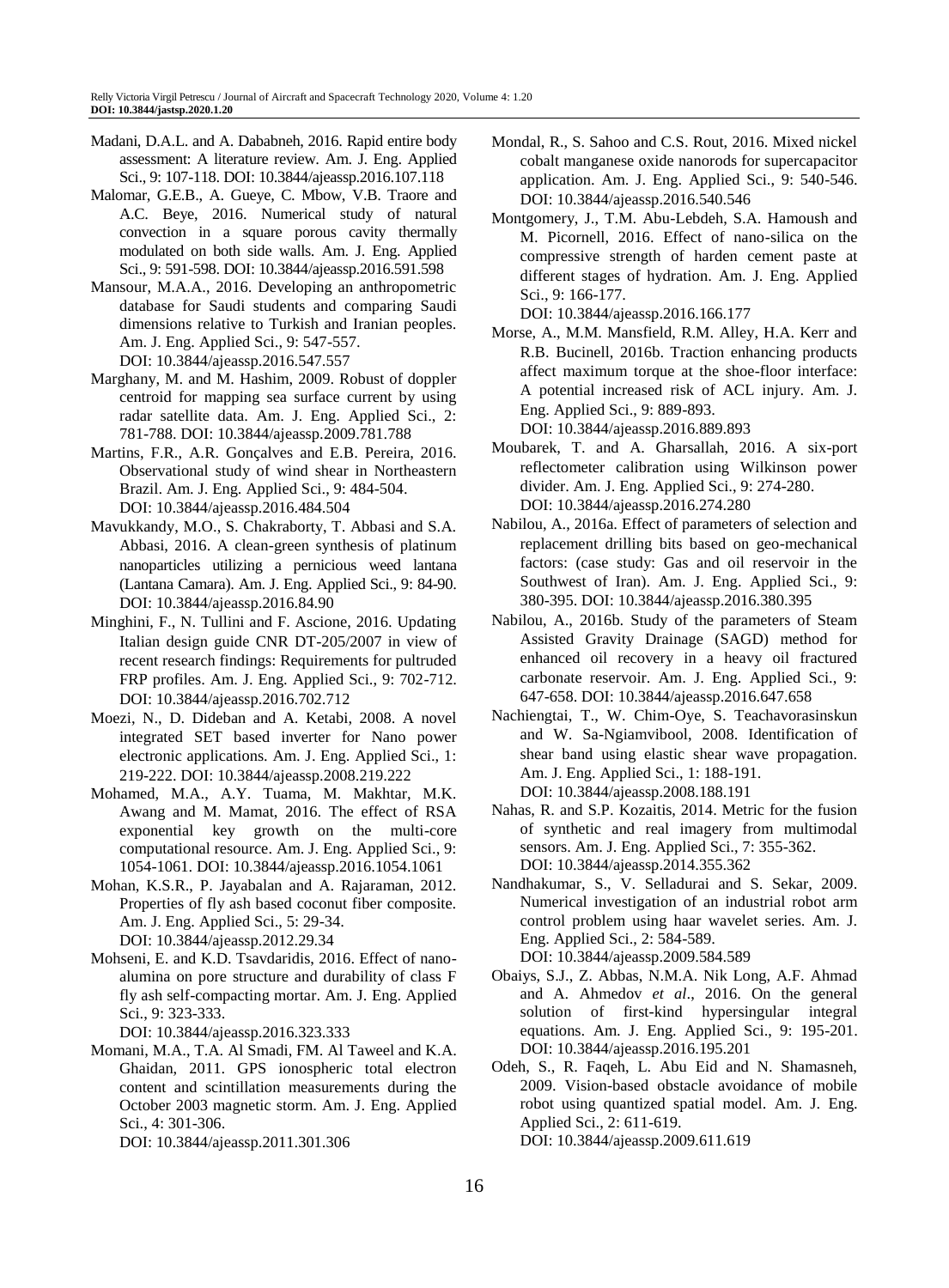Madani, D.A.L. and A. Dababneh, 2016. Rapid entire body assessment: A literature review. Am. J. Eng. Applied Sci., 9: 107-118. DOI: 10.3844/ajeassp.2016.107.118

Malomar, G.E.B., A. Gueye, C. Mbow, V.B. Traore and A.C. Beye, 2016. Numerical study of natural convection in a square porous cavity thermally modulated on both side walls. Am. J. Eng. Applied Sci., 9: 591-598. DOI: 10.3844/ajeassp.2016.591.598

Mansour, M.A.A., 2016. Developing an anthropometric database for Saudi students and comparing Saudi dimensions relative to Turkish and Iranian peoples. Am. J. Eng. Applied Sci., 9: 547-557. DOI: 10.3844/ajeassp.2016.547.557

Marghany, M. and M. Hashim, 2009. Robust of doppler centroid for mapping sea surface current by using radar satellite data. Am. J. Eng. Applied Sci., 2: 781-788. DOI: 10.3844/ajeassp.2009.781.788

Martins, F.R., A.R. Gonçalves and E.B. Pereira, 2016. Observational study of wind shear in Northeastern Brazil. Am. J. Eng. Applied Sci., 9: 484-504. DOI: 10.3844/ajeassp.2016.484.504

Mavukkandy, M.O., S. Chakraborty, T. Abbasi and S.A. Abbasi, 2016. A clean-green synthesis of platinum nanoparticles utilizing a pernicious weed lantana (Lantana Camara). Am. J. Eng. Applied Sci., 9: 84-90. DOI: 10.3844/ajeassp.2016.84.90

Minghini, F., N. Tullini and F. Ascione, 2016. Updating Italian design guide CNR DT-205/2007 in view of recent research findings: Requirements for pultruded FRP profiles. Am. J. Eng. Applied Sci., 9: 702-712. DOI: 10.3844/ajeassp.2016.702.712

Moezi, N., D. Dideban and A. Ketabi, 2008. A novel integrated SET based inverter for Nano power electronic applications. Am. J. Eng. Applied Sci., 1: 219-222. DOI: 10.3844/ajeassp.2008.219.222

Mohamed, M.A., A.Y. Tuama, M. Makhtar, M.K. Awang and M. Mamat, 2016. The effect of RSA exponential key growth on the multi-core computational resource. Am. J. Eng. Applied Sci., 9: 1054-1061. DOI: 10.3844/ajeassp.2016.1054.1061

Mohan, K.S.R., P. Jayabalan and A. Rajaraman, 2012. Properties of fly ash based coconut fiber composite. Am. J. Eng. Applied Sci., 5: 29-34. DOI: 10.3844/ajeassp.2012.29.34

Mohseni, E. and K.D. Tsavdaridis, 2016. Effect of nano-alumina on pore structure and durability of class F fly ash self-compacting mortar. Am. J. Eng. Applied Sci., 9: 323-333. DOI: 10.3844/ajeassp.2016.323.333

Momani, M.A., T.A. Al Smadi, FM. Al Taweel and K.A. Ghaidan, 2011. GPS ionospheric total electron content and scintillation measurements during the October 2003 magnetic storm. Am. J. Eng. Applied Sci., 4: 301-306. DOI: 10.3844/ajeassp.2011.301.306

Mondal, R., S. Sahoo and C.S. Rout, 2016. Mixed nickel cobalt manganese oxide nanorods for supercapacitor application. Am. J. Eng. Applied Sci., 9: 540-546. DOI: 10.3844/ajeassp.2016.540.546

Montgomery, J., T.M. Abu-Lebdeh, S.A. Hamoush and M. Picornell, 2016. Effect of nano-silica on the compressive strength of harden cement paste at different stages of hydration. Am. J. Eng. Applied Sci., 9: 166-177. DOI: 10.3844/ajeassp.2016.166.177

Morse, A., M.M. Mansfield, R.M. Alley, H.A. Kerr and R.B. Bucinell, 2016b. Traction enhancing products affect maximum torque at the shoe-floor interface: A potential increased risk of ACL injury. Am. J. Eng. Applied Sci., 9: 889-893. DOI: 10.3844/ajeassp.2016.889.893

Moubarek, T. and A. Gharsallah, 2016. A six-port reflectometer calibration using Wilkinson power divider. Am. J. Eng. Applied Sci., 9: 274-280. DOI: 10.3844/ajeassp.2016.274.280

Nabilou, A., 2016a. Effect of parameters of selection and replacement drilling bits based on geo-mechanical factors: (case study: Gas and oil reservoir in the Southwest of Iran). Am. J. Eng. Applied Sci., 9: 380-395. DOI: 10.3844/ajeassp.2016.380.395

Nabilou, A., 2016b. Study of the parameters of Steam Assisted Gravity Drainage (SAGD) method for enhanced oil recovery in a heavy oil fractured carbonate reservoir. Am. J. Eng. Applied Sci., 9: 647-658. DOI: 10.3844/ajeassp.2016.647.658

Nachiengtai, T., W. Chim-Oye, S. Teachavorasinskun and W. Sa-Ngiamvibool, 2008. Identification of shear band using elastic shear wave propagation. Am. J. Eng. Applied Sci., 1: 188-191. DOI: 10.3844/ajeassp.2008.188.191

Nahas, R. and S.P. Kozaitis, 2014. Metric for the fusion of synthetic and real imagery from multimodal sensors. Am. J. Eng. Applied Sci., 7: 355-362. DOI: 10.3844/ajeassp.2014.355.362

Nandhakumar, S., V. Selladurai and S. Sekar, 2009. Numerical investigation of an industrial robot arm control problem using haar wavelet series. Am. J. Eng. Applied Sci., 2: 584-589. DOI: 10.3844/ajeassp.2009.584.589

Obaiys, S.J., Z. Abbas, N.M.A. Nik Long, A.F. Ahmad and A. Ahmedov *et al*., 2016. On the general solution of first-kind hypersingular integral equations. Am. J. Eng. Applied Sci., 9: 195-201. DOI: 10.3844/ajeassp.2016.195.201

Odeh, S., R. Faqeh, L. Abu Eid and N. Shamasneh, 2009. Vision-based obstacle avoidance of mobile robot using quantized spatial model. Am. J. Eng. Applied Sci., 2: 611-619. DOI: 10.3844/ajeassp.2009.611.619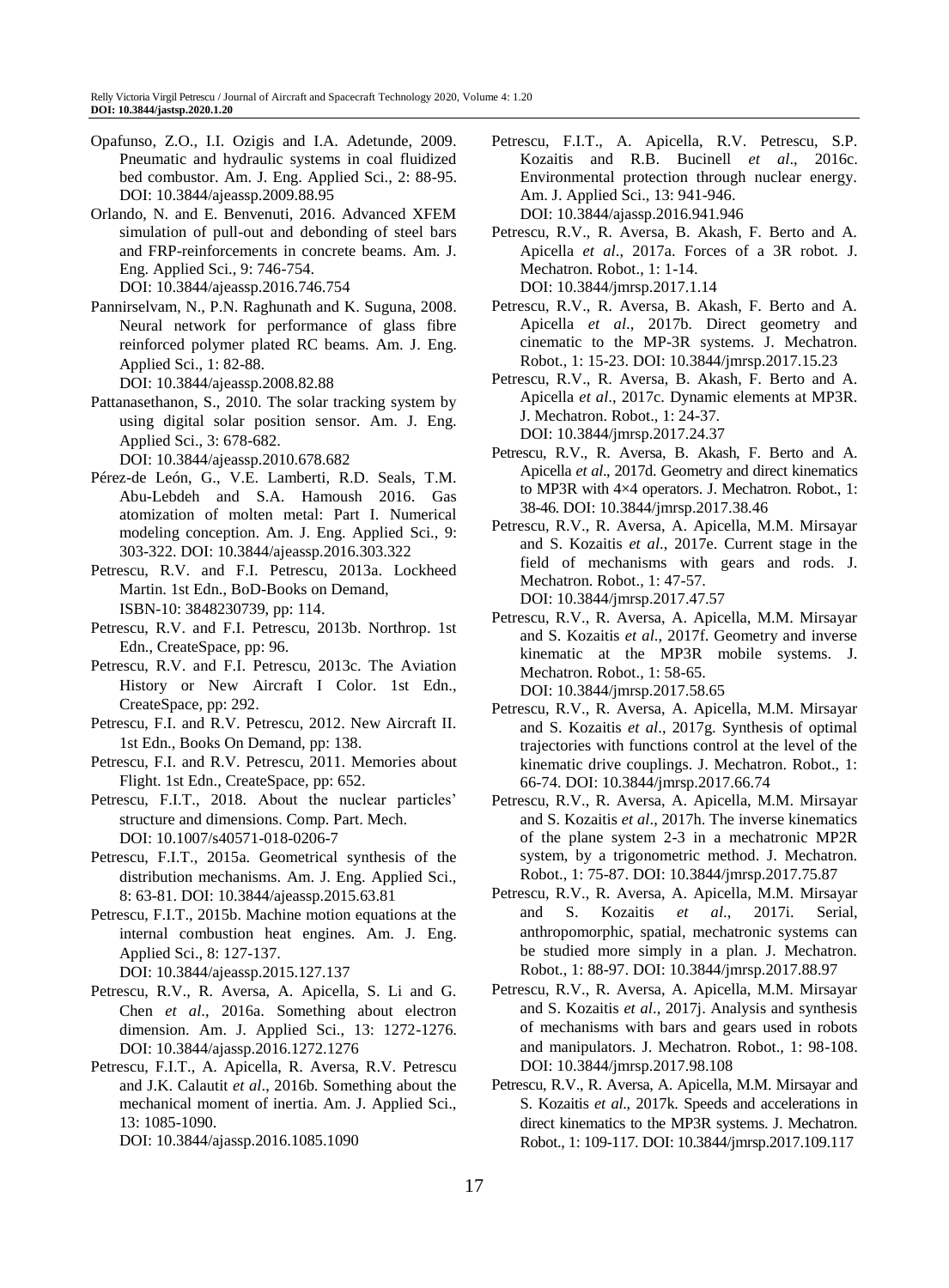Opafunso, Z.O., I.I. Ozigis and I.A. Adetunde, 2009. Pneumatic and hydraulic systems in coal fluidized bed combustor. Am. J. Eng. Applied Sci., 2: 88-95. DOI: 10.3844/ajeassp.2009.88.95

Orlando, N. and E. Benvenuti, 2016. Advanced XFEM simulation of pull-out and debonding of steel bars and FRP-reinforcements in concrete beams. Am. J. Eng. Applied Sci., 9: 746-754. DOI: 10.3844/ajeassp.2016.746.754

Pannirselvam, N., P.N. Raghunath and K. Suguna, 2008. Neural network for performance of glass fibre reinforced polymer plated RC beams. Am. J. Eng. Applied Sci., 1: 82-88. DOI: 10.3844/ajeassp.2008.82.88

Pattanasethanon, S., 2010. The solar tracking system by using digital solar position sensor. Am. J. Eng. Applied Sci., 3: 678-682. DOI: 10.3844/ajeassp.2010.678.682

Pérez-de León, G., V.E. Lamberti, R.D. Seals, T.M. Abu-Lebdeh and S.A. Hamoush 2016. Gas atomization of molten metal: Part I. Numerical modeling conception. Am. J. Eng. Applied Sci., 9: 303-322. DOI: 10.3844/ajeassp.2016.303.322

Petrescu, R.V. and F.I. Petrescu, 2013a. Lockheed Martin. 1st Edn., BoD-Books on Demand, ISBN-10: 3848230739, pp: 114.

Petrescu, R.V. and F.I. Petrescu, 2013b. Northrop. 1st Edn., CreateSpace, pp: 96.

Petrescu, R.V. and F.I. Petrescu, 2013c. The Aviation History or New Aircraft I Color. 1st Edn., CreateSpace, pp: 292.

Petrescu, F.I. and R.V. Petrescu, 2012. New Aircraft II. 1st Edn., Books On Demand, pp: 138.

Petrescu, F.I. and R.V. Petrescu, 2011. Memories about Flight. 1st Edn., CreateSpace, pp: 652.

Petrescu, F.I.T., 2018. About the nuclear particles' structure and dimensions. Comp. Part. Mech. DOI: 10.1007/s40571-018-0206-7

Petrescu, F.I.T., 2015a. Geometrical synthesis of the distribution mechanisms. Am. J. Eng. Applied Sci., 8: 63-81. DOI: 10.3844/ajeassp.2015.63.81

Petrescu, F.I.T., 2015b. Machine motion equations at the internal combustion heat engines. Am. J. Eng. Applied Sci., 8: 127-137. DOI: 10.3844/ajeassp.2015.127.137

Petrescu, R.V., R. Aversa, A. Apicella, S. Li and G. Chen *et al*., 2016a. Something about electron dimension. Am. J. Applied Sci., 13: 1272-1276. DOI: 10.3844/ajassp.2016.1272.1276

Petrescu, F.I.T., A. Apicella, R. Aversa, R.V. Petrescu and J.K. Calautit *et al*., 2016b. Something about the mechanical moment of inertia. Am. J. Applied Sci., 13: 1085-1090. DOI: 10.3844/ajassp.2016.1085.1090

Petrescu, F.I.T., A. Apicella, R.V. Petrescu, S.P. Kozaitis and R.B. Bucinell *et al*., 2016c. Environmental protection through nuclear energy. Am. J. Applied Sci., 13: 941-946. DOI: 10.3844/ajassp.2016.941.946

Petrescu, R.V., R. Aversa, B. Akash, F. Berto and A. Apicella *et al*., 2017a. Forces of a 3R robot. J. Mechatron. Robot., 1: 1-14. DOI: 10.3844/jmrsp.2017.1.14

Petrescu, R.V., R. Aversa, B. Akash, F. Berto and A. Apicella *et al*., 2017b. Direct geometry and cinematic to the MP-3R systems. J. Mechatron. Robot., 1: 15-23. DOI: 10.3844/jmrsp.2017.15.23

Petrescu, R.V., R. Aversa, B. Akash, F. Berto and A. Apicella *et al*., 2017c. Dynamic elements at MP3R. J. Mechatron. Robot., 1: 24-37. DOI: 10.3844/jmrsp.2017.24.37

Petrescu, R.V., R. Aversa, B. Akash, F. Berto and A. Apicella *et al*., 2017d. Geometry and direct kinematics to MP3R with 4×4 operators. J. Mechatron. Robot., 1: 38-46. DOI: 10.3844/jmrsp.2017.38.46

Petrescu, R.V., R. Aversa, A. Apicella, M.M. Mirsayar and S. Kozaitis *et al*., 2017e. Current stage in the field of mechanisms with gears and rods. J. Mechatron. Robot., 1: 47-57. DOI: 10.3844/jmrsp.2017.47.57

Petrescu, R.V., R. Aversa, A. Apicella, M.M. Mirsayar and S. Kozaitis *et al*., 2017f. Geometry and inverse kinematic at the MP3R mobile systems. J. Mechatron. Robot., 1: 58-65. DOI: 10.3844/jmrsp.2017.58.65

Petrescu, R.V., R. Aversa, A. Apicella, M.M. Mirsayar and S. Kozaitis *et al*., 2017g. Synthesis of optimal trajectories with functions control at the level of the kinematic drive couplings. J. Mechatron. Robot., 1: 66-74. DOI: 10.3844/jmrsp.2017.66.74

Petrescu, R.V., R. Aversa, A. Apicella, M.M. Mirsayar and S. Kozaitis *et al*., 2017h. The inverse kinematics of the plane system 2-3 in a mechatronic MP2R system, by a trigonometric method. J. Mechatron. Robot., 1: 75-87. DOI: 10.3844/jmrsp.2017.75.87

Petrescu, R.V., R. Aversa, A. Apicella, M.M. Mirsayar and S. Kozaitis *et al*., 2017i. Serial, anthropomorphic, spatial, mechatronic systems can be studied more simply in a plan. J. Mechatron. Robot., 1: 88-97. DOI: 10.3844/jmrsp.2017.88.97

Petrescu, R.V., R. Aversa, A. Apicella, M.M. Mirsayar and S. Kozaitis *et al*., 2017j. Analysis and synthesis of mechanisms with bars and gears used in robots and manipulators. J. Mechatron. Robot., 1: 98-108. DOI: 10.3844/jmrsp.2017.98.108

Petrescu, R.V., R. Aversa, A. Apicella, M.M. Mirsayar and S. Kozaitis *et al*., 2017k. Speeds and accelerations in direct kinematics to the MP3R systems. J. Mechatron. Robot., 1: 109-117. DOI: 10.3844/jmrsp.2017.109.117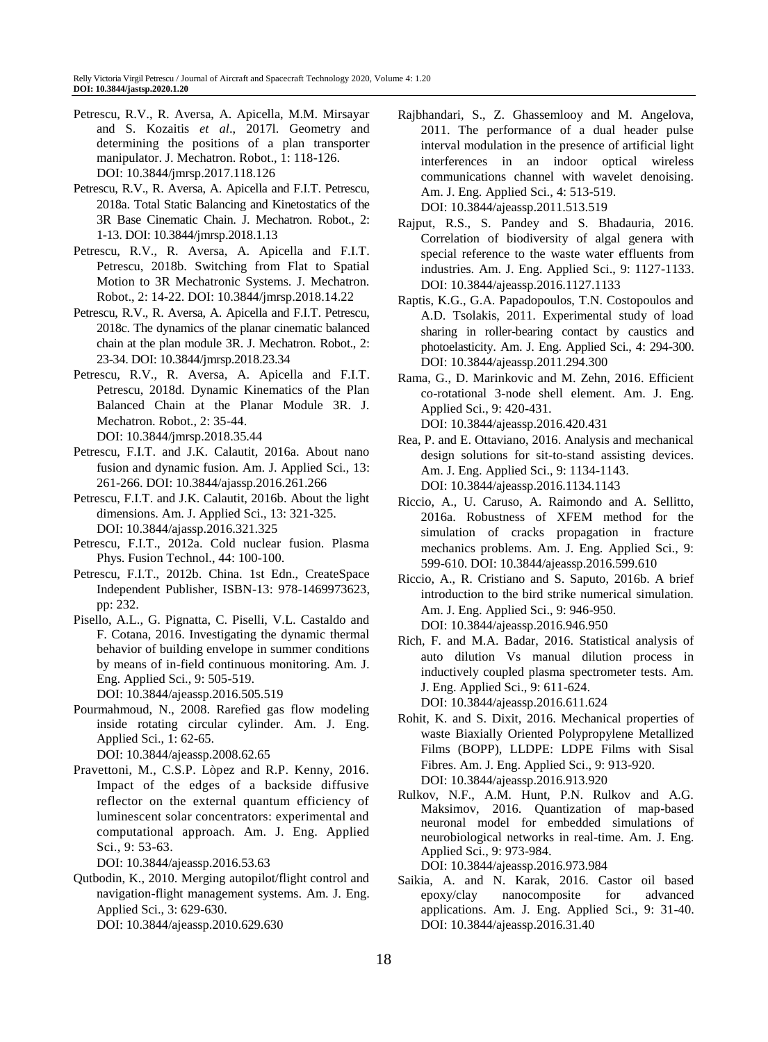Petrescu, R.V., R. Aversa, A. Apicella, M.M. Mirsayar and S. Kozaitis *et al*., 2017l. Geometry and determining the positions of a plan transporter manipulator. J. Mechatron. Robot., 1: 118-126. DOI: 10.3844/jmrsp.2017.118.126

Petrescu, R.V., R. Aversa, A. Apicella and F.I.T. Petrescu, 2018a. Total Static Balancing and Kinetostatics of the 3R Base Cinematic Chain. J. Mechatron. Robot., 2: 1-13. DOI: 10.3844/jmrsp.2018.1.13

Petrescu, R.V., R. Aversa, A. Apicella and F.I.T. Petrescu, 2018b. Switching from Flat to Spatial Motion to 3R Mechatronic Systems. J. Mechatron. Robot., 2: 14-22. DOI: 10.3844/jmrsp.2018.14.22

Petrescu, R.V., R. Aversa, A. Apicella and F.I.T. Petrescu, 2018c. The dynamics of the planar cinematic balanced chain at the plan module 3R. J. Mechatron. Robot., 2: 23-34. DOI: 10.3844/jmrsp.2018.23.34

Petrescu, R.V., R. Aversa, A. Apicella and F.I.T. Petrescu, 2018d. Dynamic Kinematics of the Plan Balanced Chain at the Planar Module 3R. J. Mechatron. Robot., 2: 35-44. DOI: 10.3844/jmrsp.2018.35.44

Petrescu, F.I.T. and J.K. Calautit, 2016a. About nano fusion and dynamic fusion. Am. J. Applied Sci., 13: 261-266. DOI: 10.3844/ajassp.2016.261.266

Petrescu, F.I.T. and J.K. Calautit, 2016b. About the light dimensions. Am. J. Applied Sci., 13: 321-325. DOI: 10.3844/ajassp.2016.321.325

Petrescu, F.I.T., 2012a. Cold nuclear fusion. Plasma Phys. Fusion Technol., 44: 100-100.

Petrescu, F.I.T., 2012b. China. 1st Edn., CreateSpace Independent Publisher, ISBN-13: 978-1469973623, pp: 232.

Pisello, A.L., G. Pignatta, C. Piselli, V.L. Castaldo and F. Cotana, 2016. Investigating the dynamic thermal behavior of building envelope in summer conditions by means of in-field continuous monitoring. Am. J. Eng. Applied Sci., 9: 505-519. DOI: 10.3844/ajeassp.2016.505.519

Pourmahmoud, N., 2008. Rarefied gas flow modeling inside rotating circular cylinder. Am. J. Eng. Applied Sci., 1: 62-65. DOI: 10.3844/ajeassp.2008.62.65

Pravettoni, M., C.S.P. Lòpez and R.P. Kenny, 2016. Impact of the edges of a backside diffusive reflector on the external quantum efficiency of luminescent solar concentrators: experimental and computational approach. Am. J. Eng. Applied Sci., 9: 53-63. DOI: 10.3844/ajeassp.2016.53.63

Qutbodin, K., 2010. Merging autopilot/flight control and navigation-flight management systems. Am. J. Eng. Applied Sci., 3: 629-630. DOI: 10.3844/ajeassp.2010.629.630

Rajbhandari, S., Z. Ghassemlooy and M. Angelova, 2011. The performance of a dual header pulse interval modulation in the presence of artificial light interferences in an indoor optical wireless communications channel with wavelet denoising. Am. J. Eng. Applied Sci., 4: 513-519. DOI: 10.3844/ajeassp.2011.513.519

Rajput, R.S., S. Pandey and S. Bhadauria, 2016. Correlation of biodiversity of algal genera with special reference to the waste water effluents from industries. Am. J. Eng. Applied Sci., 9: 1127-1133. DOI: 10.3844/ajeassp.2016.1127.1133

Raptis, K.G., G.A. Papadopoulos, T.N. Costopoulos and A.D. Tsolakis, 2011. Experimental study of load sharing in roller-bearing contact by caustics and photoelasticity. Am. J. Eng. Applied Sci., 4: 294-300. DOI: 10.3844/ajeassp.2011.294.300

Rama, G., D. Marinkovic and M. Zehn, 2016. Efficient co-rotational 3-node shell element. Am. J. Eng. Applied Sci., 9: 420-431. DOI: 10.3844/ajeassp.2016.420.431

Rea, P. and E. Ottaviano, 2016. Analysis and mechanical design solutions for sit-to-stand assisting devices. Am. J. Eng. Applied Sci., 9: 1134-1143. DOI: 10.3844/ajeassp.2016.1134.1143

Riccio, A., U. Caruso, A. Raimondo and A. Sellitto, 2016a. Robustness of XFEM method for the simulation of cracks propagation in fracture mechanics problems. Am. J. Eng. Applied Sci., 9: 599-610. DOI: 10.3844/ajeassp.2016.599.610

Riccio, A., R. Cristiano and S. Saputo, 2016b. A brief introduction to the bird strike numerical simulation. Am. J. Eng. Applied Sci., 9: 946-950. DOI: 10.3844/ajeassp.2016.946.950

Rich, F. and M.A. Badar, 2016. Statistical analysis of auto dilution Vs manual dilution process in inductively coupled plasma spectrometer tests. Am. J. Eng. Applied Sci., 9: 611-624. DOI: 10.3844/ajeassp.2016.611.624

Rohit, K. and S. Dixit, 2016. Mechanical properties of waste Biaxially Oriented Polypropylene Metallized Films (BOPP), LLDPE: LDPE Films with Sisal Fibres. Am. J. Eng. Applied Sci., 9: 913-920. DOI: 10.3844/ajeassp.2016.913.920

Rulkov, N.F., A.M. Hunt, P.N. Rulkov and A.G. Maksimov, 2016. Quantization of map-based neuronal model for embedded simulations of neurobiological networks in real-time. Am. J. Eng. Applied Sci., 9: 973-984. DOI: 10.3844/ajeassp.2016.973.984

Saikia, A. and N. Karak, 2016. Castor oil based epoxy/clay nanocomposite for advanced applications. Am. J. Eng. Applied Sci., 9: 31-40. DOI: 10.3844/ajeassp.2016.31.40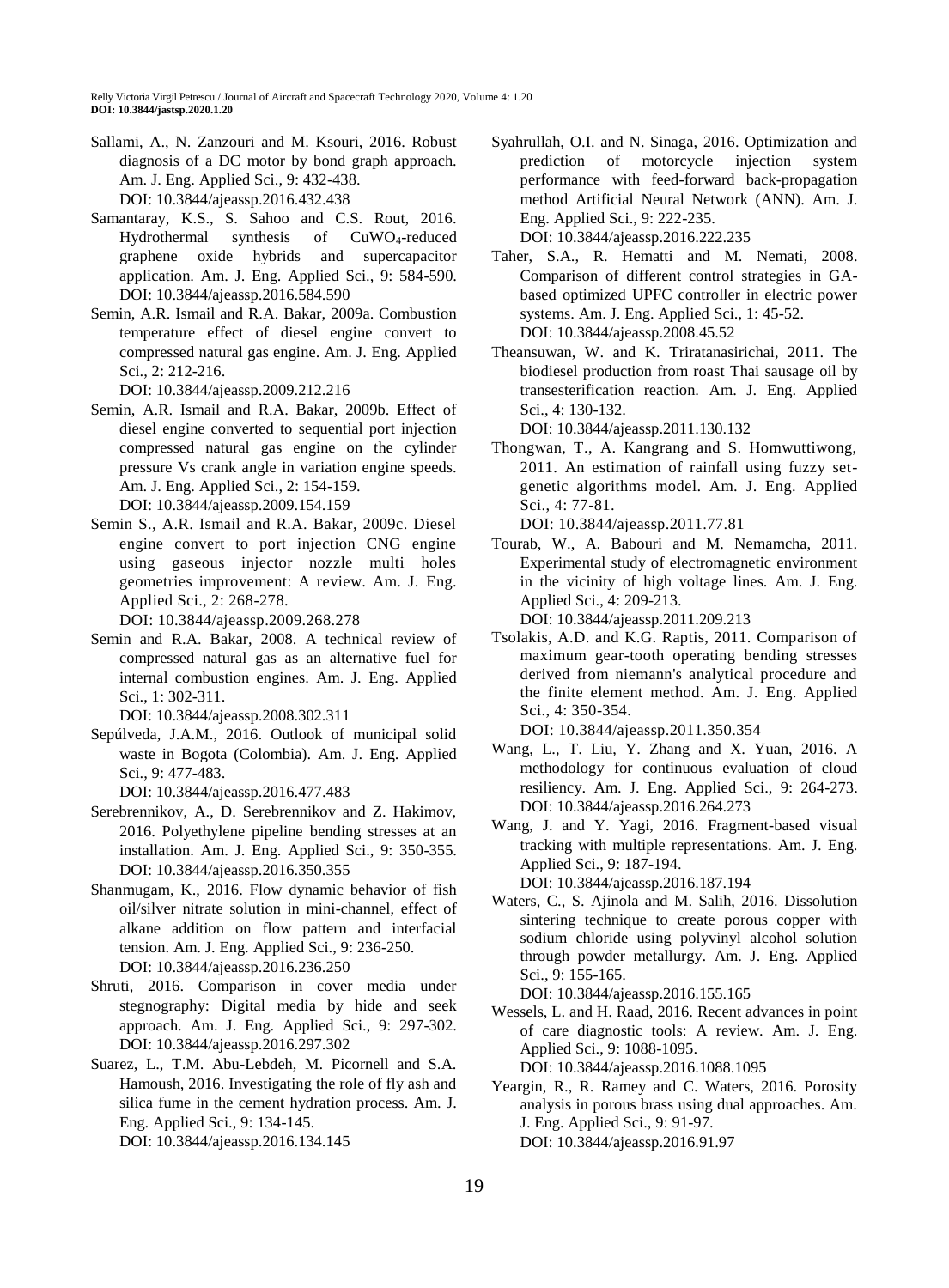Sallami, A., N. Zanzouri and M. Ksouri, 2016. Robust diagnosis of a DC motor by bond graph approach. Am. J. Eng. Applied Sci., 9: 432-438. DOI: 10.3844/ajeassp.2016.432.438

Samantaray, K.S., S. Sahoo and C.S. Rout, 2016. Hydrothermal synthesis of $CuWO_4$-reduced graphene oxide hybrids and supercapacitor application. Am. J. Eng. Applied Sci., 9: 584-590. DOI: 10.3844/ajeassp.2016.584.590

Semin, A.R. Ismail and R.A. Bakar, 2009a. Combustion temperature effect of diesel engine convert to compressed natural gas engine. Am. J. Eng. Applied Sci., 2: 212-216. DOI: 10.3844/ajeassp.2009.212.216

Semin, A.R. Ismail and R.A. Bakar, 2009b. Effect of diesel engine converted to sequential port injection compressed natural gas engine on the cylinder pressure Vs crank angle in variation engine speeds. Am. J. Eng. Applied Sci., 2: 154-159. DOI: 10.3844/ajeassp.2009.154.159

Semin S., A.R. Ismail and R.A. Bakar, 2009c. Diesel engine convert to port injection CNG engine using gaseous injector nozzle multi holes geometries improvement: A review. Am. J. Eng. Applied Sci., 2: 268-278. DOI: 10.3844/ajeassp.2009.268.278

Semin and R.A. Bakar, 2008. A technical review of compressed natural gas as an alternative fuel for internal combustion engines. Am. J. Eng. Applied Sci., 1: 302-311. DOI: 10.3844/ajeassp.2008.302.311

Sepúlveda, J.A.M., 2016. Outlook of municipal solid waste in Bogota (Colombia). Am. J. Eng. Applied Sci., 9: 477-483. DOI: 10.3844/ajeassp.2016.477.483

Serebrennikov, A., D. Serebrennikov and Z. Hakimov, 2016. Polyethylene pipeline bending stresses at an installation. Am. J. Eng. Applied Sci., 9: 350-355. DOI: 10.3844/ajeassp.2016.350.355

Shanmugam, K., 2016. Flow dynamic behavior of fish oil/silver nitrate solution in mini-channel, effect of alkane addition on flow pattern and interfacial tension. Am. J. Eng. Applied Sci., 9: 236-250. DOI: 10.3844/ajeassp.2016.236.250

Shruti, 2016. Comparison in cover media under stegnography: Digital media by hide and seek approach. Am. J. Eng. Applied Sci., 9: 297-302. DOI: 10.3844/ajeassp.2016.297.302

Suarez, L., T.M. Abu-Lebdeh, M. Picornell and S.A. Hamoush, 2016. Investigating the role of fly ash and silica fume in the cement hydration process. Am. J. Eng. Applied Sci., 9: 134-145. DOI: 10.3844/ajeassp.2016.134.145

Syahrullah, O.I. and N. Sinaga, 2016. Optimization and prediction of motorcycle injection system performance with feed-forward back-propagation method Artificial Neural Network (ANN). Am. J. Eng. Applied Sci., 9: 222-235. DOI: 10.3844/ajeassp.2016.222.235

Taher, S.A., R. Hematti and M. Nemati, 2008. Comparison of different control strategies in GA-based optimized UPFC controller in electric power systems. Am. J. Eng. Applied Sci., 1: 45-52. DOI: 10.3844/ajeassp.2008.45.52

Theansuwan, W. and K. Triratanasirichai, 2011. The biodiesel production from roast Thai sausage oil by transesterification reaction. Am. J. Eng. Applied Sci., 4: 130-132. DOI: 10.3844/ajeassp.2011.130.132

Thongwan, T., A. Kangrang and S. Homwuttiwong, 2011. An estimation of rainfall using fuzzy set-genetic algorithms model. Am. J. Eng. Applied Sci., 4: 77-81. DOI: 10.3844/ajeassp.2011.77.81

Tourab, W., A. Babouri and M. Nemamcha, 2011. Experimental study of electromagnetic environment in the vicinity of high voltage lines. Am. J. Eng. Applied Sci., 4: 209-213. DOI: 10.3844/ajeassp.2011.209.213

Tsolakis, A.D. and K.G. Raptis, 2011. Comparison of maximum gear-tooth operating bending stresses derived from niemann's analytical procedure and the finite element method. Am. J. Eng. Applied Sci., 4: 350-354. DOI: 10.3844/ajeassp.2011.350.354

Wang, L., T. Liu, Y. Zhang and X. Yuan, 2016. A methodology for continuous evaluation of cloud resiliency. Am. J. Eng. Applied Sci., 9: 264-273. DOI: 10.3844/ajeassp.2016.264.273

Wang, J. and Y. Yagi, 2016. Fragment-based visual tracking with multiple representations. Am. J. Eng. Applied Sci., 9: 187-194. DOI: 10.3844/ajeassp.2016.187.194

Waters, C., S. Ajinola and M. Salih, 2016. Dissolution sintering technique to create porous copper with sodium chloride using polyvinyl alcohol solution through powder metallurgy. Am. J. Eng. Applied Sci., 9: 155-165. DOI: 10.3844/ajeassp.2016.155.165

Wessels, L. and H. Raad, 2016. Recent advances in point of care diagnostic tools: A review. Am. J. Eng. Applied Sci., 9: 1088-1095. DOI: 10.3844/ajeassp.2016.1088.1095

Yeargin, R., R. Ramey and C. Waters, 2016. Porosity analysis in porous brass using dual approaches. Am. J. Eng. Applied Sci., 9: 91-97. DOI: 10.3844/ajeassp.2016.91.97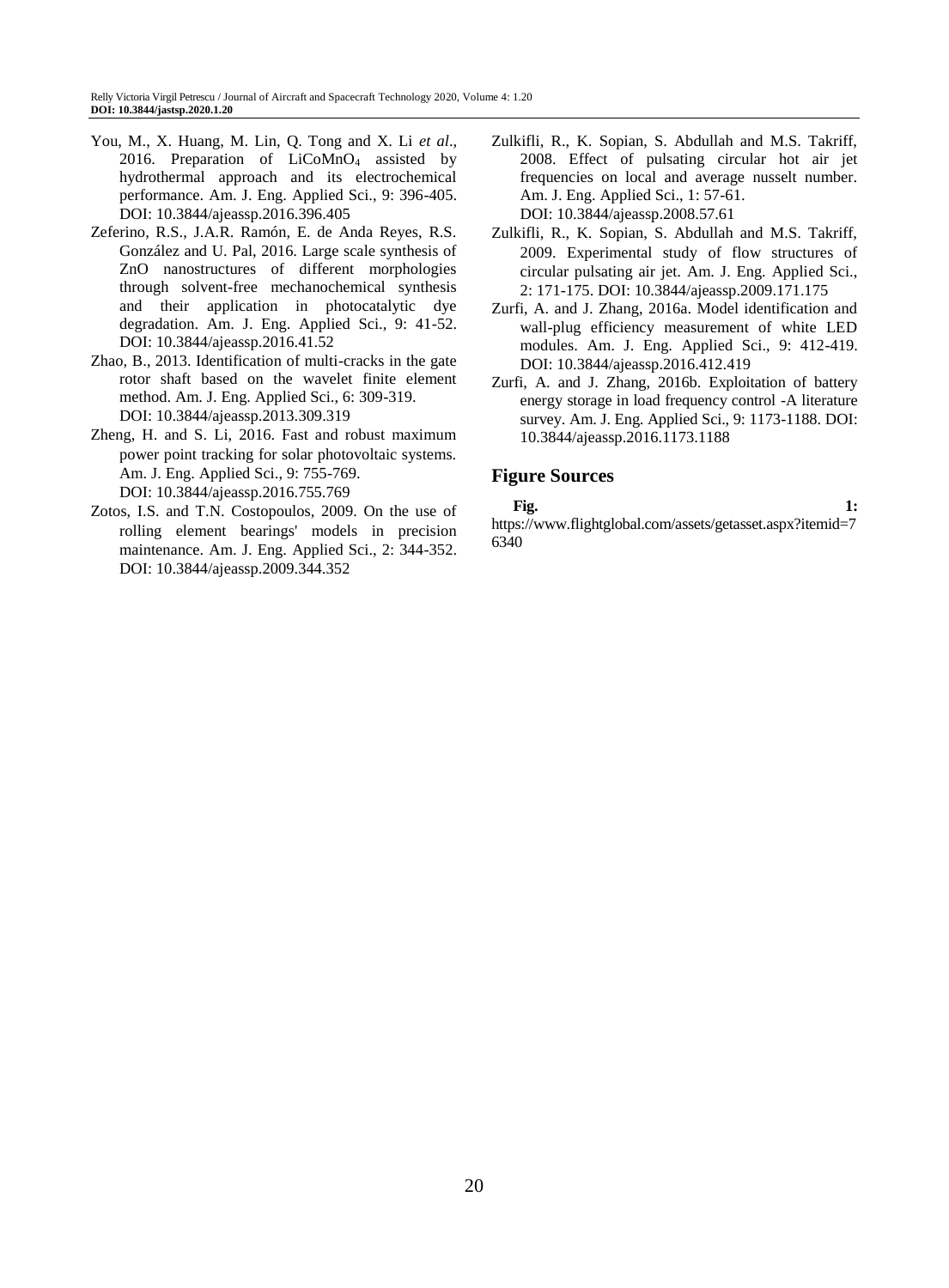You, M., X. Huang, M. Lin, Q. Tong and X. Li *et al*., 2016. Preparation of $LiCoMnO_4$ assisted by hydrothermal approach and its electrochemical performance. Am. J. Eng. Applied Sci., 9: 396-405. DOI: 10.3844/ajeassp.2016.396.405

Zeferino, R.S., J.A.R. Ramón, E. de Anda Reyes, R.S. González and U. Pal, 2016. Large scale synthesis of ZnO nanostructures of different morphologies through solvent-free mechanochemical synthesis and their application in photocatalytic dye degradation. Am. J. Eng. Applied Sci., 9: 41-52. DOI: 10.3844/ajeassp.2016.41.52

Zhao, B., 2013. Identification of multi-cracks in the gate rotor shaft based on the wavelet finite element method. Am. J. Eng. Applied Sci., 6: 309-319. DOI: 10.3844/ajeassp.2013.309.319

Zheng, H. and S. Li, 2016. Fast and robust maximum power point tracking for solar photovoltaic systems. Am. J. Eng. Applied Sci., 9: 755-769. DOI: 10.3844/ajeassp.2016.755.769

Zotos, I.S. and T.N. Costopoulos, 2009. On the use of rolling element bearings' models in precision maintenance. Am. J. Eng. Applied Sci., 2: 344-352. DOI: 10.3844/ajeassp.2009.344.352

Zulkifli, R., K. Sopian, S. Abdullah and M.S. Takriff, 2008. Effect of pulsating circular hot air jet frequencies on local and average nusselt number. Am. J. Eng. Applied Sci., 1: 57-61. DOI: 10.3844/ajeassp.2008.57.61

Zulkifli, R., K. Sopian, S. Abdullah and M.S. Takriff, 2009. Experimental study of flow structures of circular pulsating air jet. Am. J. Eng. Applied Sci., 2: 171-175. DOI: 10.3844/ajeassp.2009.171.175

Zurfi, A. and J. Zhang, 2016a. Model identification and wall-plug efficiency measurement of white LED modules. Am. J. Eng. Applied Sci., 9: 412-419. DOI: 10.3844/ajeassp.2016.412.419

Zurfi, A. and J. Zhang, 2016b. Exploitation of battery energy storage in load frequency control -A literature survey. Am. J. Eng. Applied Sci., 9: 1173-1188. DOI: 10.3844/ajeassp.2016.1173.1188

## Figure Sources

**Fig. 1:** https://www.flightglobal.com/assets/getasset.aspx?itemid=76340